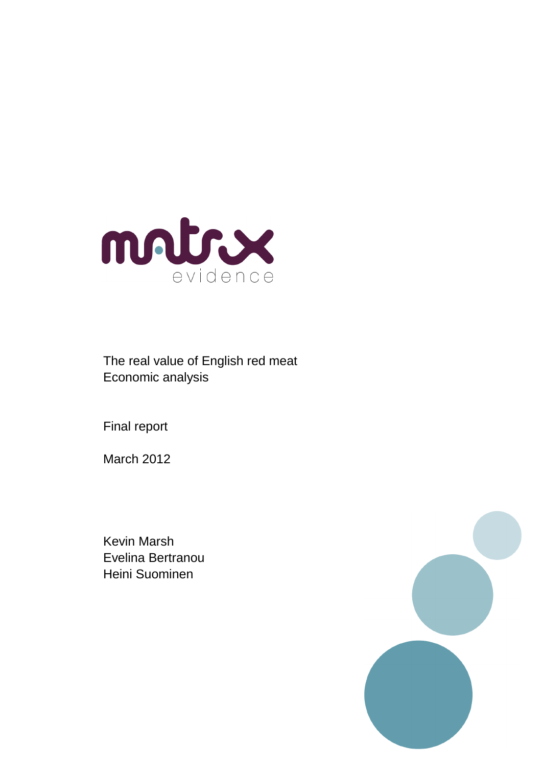matrix evidence

# The real value of English red meat
## Economic analysis

Final report

March 2012

Kevin Marsh
Evelina Bertranou
Heini Suominen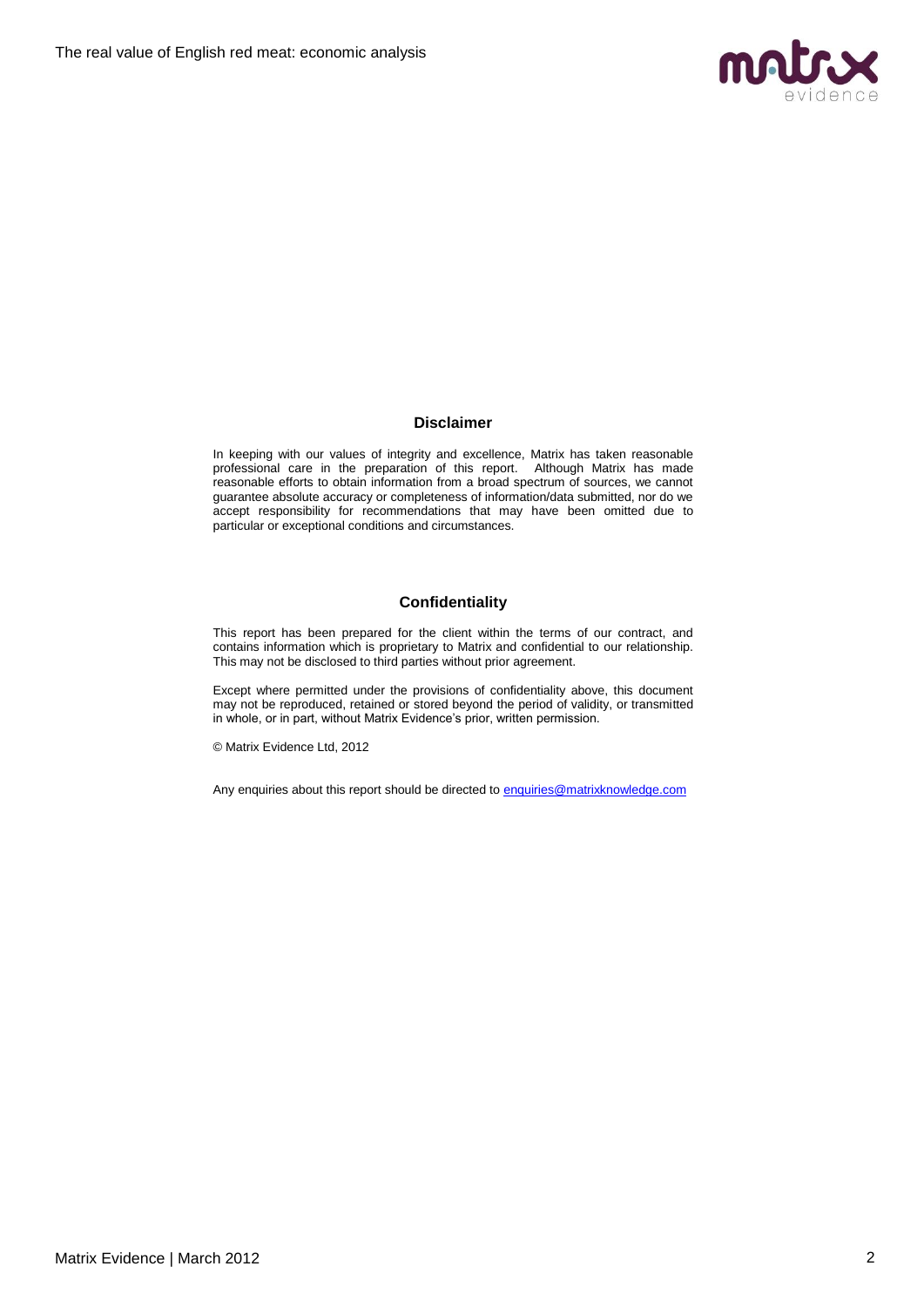## Disclaimer

In keeping with our values of integrity and excellence, Matrix has taken reasonable professional care in the preparation of this report. Although Matrix has made reasonable efforts to obtain information from a broad spectrum of sources, we cannot guarantee absolute accuracy or completeness of information/data submitted, nor do we accept responsibility for recommendations that may have been omitted due to particular or exceptional conditions and circumstances.

## Confidentiality

This report has been prepared for the client within the terms of our contract, and contains information which is proprietary to Matrix and confidential to our relationship. This may not be disclosed to third parties without prior agreement.

Except where permitted under the provisions of confidentiality above, this document may not be reproduced, retained or stored beyond the period of validity, or transmitted in whole, or in part, without Matrix Evidence's prior, written permission.

© Matrix Evidence Ltd, 2012

Any enquiries about this report should be directed to enquiries@matrixknowledge.com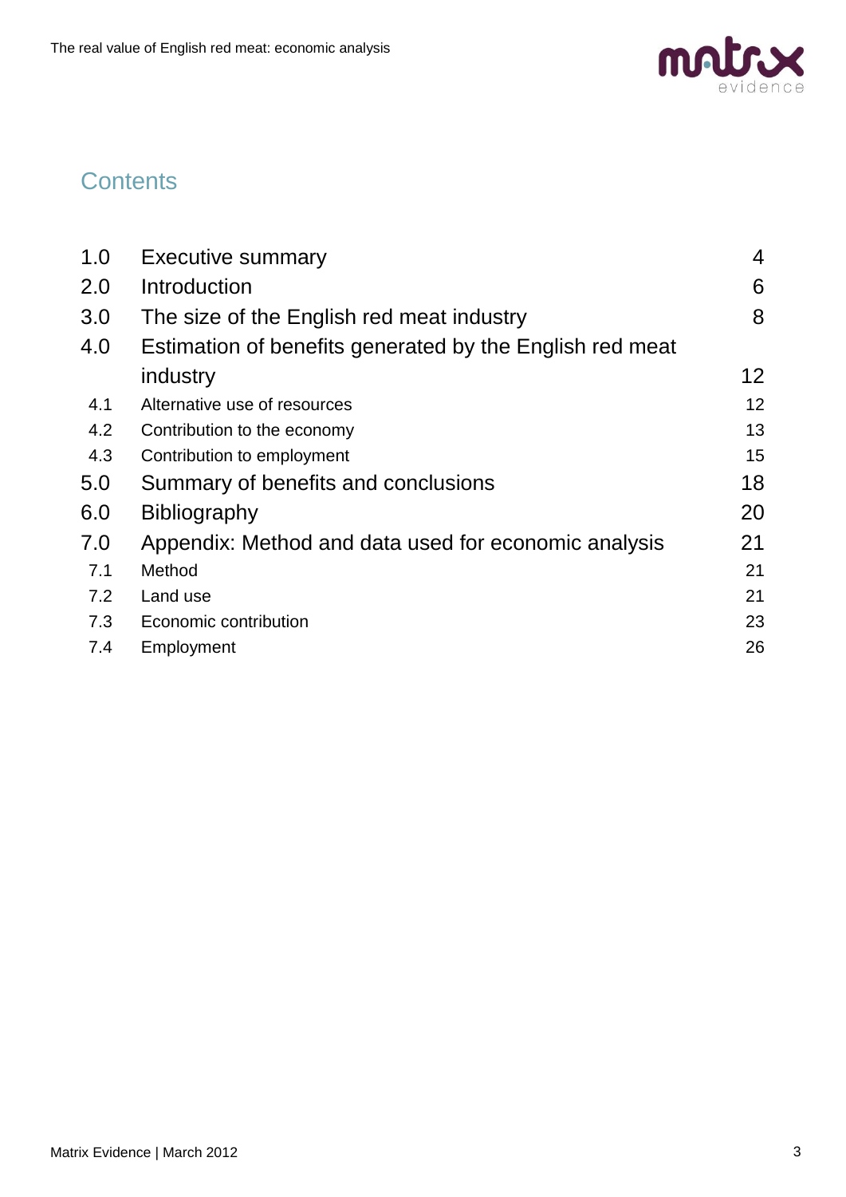# Contents

| | | |
|---|---|---|
| 1.0 | Executive summary | 4 |
| 2.0 | Introduction | 6 |
| 3.0 | The size of the English red meat industry | 8 |
| 4.0 | Estimation of benefits generated by the English red meat industry | 12 |
| 4.1 | Alternative use of resources | 12 |
| 4.2 | Contribution to the economy | 13 |
| 4.3 | Contribution to employment | 15 |
| 5.0 | Summary of benefits and conclusions | 18 |
| 6.0 | Bibliography | 20 |
| 7.0 | Appendix: Method and data used for economic analysis | 21 |
| 7.1 | Method | 21 |
| 7.2 | Land use | 21 |
| 7.3 | Economic contribution | 23 |
| 7.4 | Employment | 26 |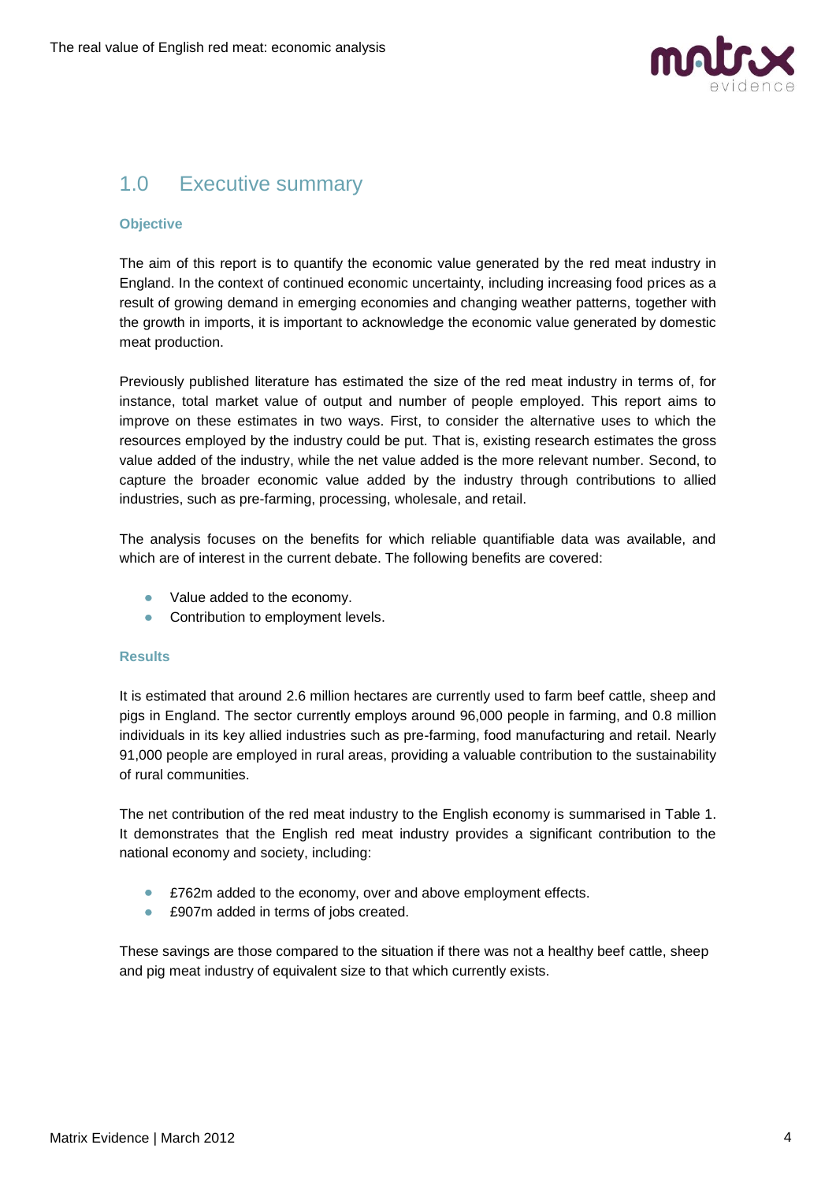## 1.0 Executive summary

### Objective

The aim of this report is to quantify the economic value generated by the red meat industry in England. In the context of continued economic uncertainty, including increasing food prices as a result of growing demand in emerging economies and changing weather patterns, together with the growth in imports, it is important to acknowledge the economic value generated by domestic meat production.

Previously published literature has estimated the size of the red meat industry in terms of, for instance, total market value of output and number of people employed. This report aims to improve on these estimates in two ways. First, to consider the alternative uses to which the resources employed by the industry could be put. That is, existing research estimates the gross value added of the industry, while the net value added is the more relevant number. Second, to capture the broader economic value added by the industry through contributions to allied industries, such as pre-farming, processing, wholesale, and retail.

The analysis focuses on the benefits for which reliable quantifiable data was available, and which are of interest in the current debate. The following benefits are covered:

- Value added to the economy.
- Contribution to employment levels.

### Results

It is estimated that around 2.6 million hectares are currently used to farm beef cattle, sheep and pigs in England. The sector currently employs around 96,000 people in farming, and 0.8 million individuals in its key allied industries such as pre-farming, food manufacturing and retail. Nearly 91,000 people are employed in rural areas, providing a valuable contribution to the sustainability of rural communities.

The net contribution of the red meat industry to the English economy is summarised in Table 1. It demonstrates that the English red meat industry provides a significant contribution to the national economy and society, including:

- £762m added to the economy, over and above employment effects.
- £907m added in terms of jobs created.

These savings are those compared to the situation if there was not a healthy beef cattle, sheep and pig meat industry of equivalent size to that which currently exists.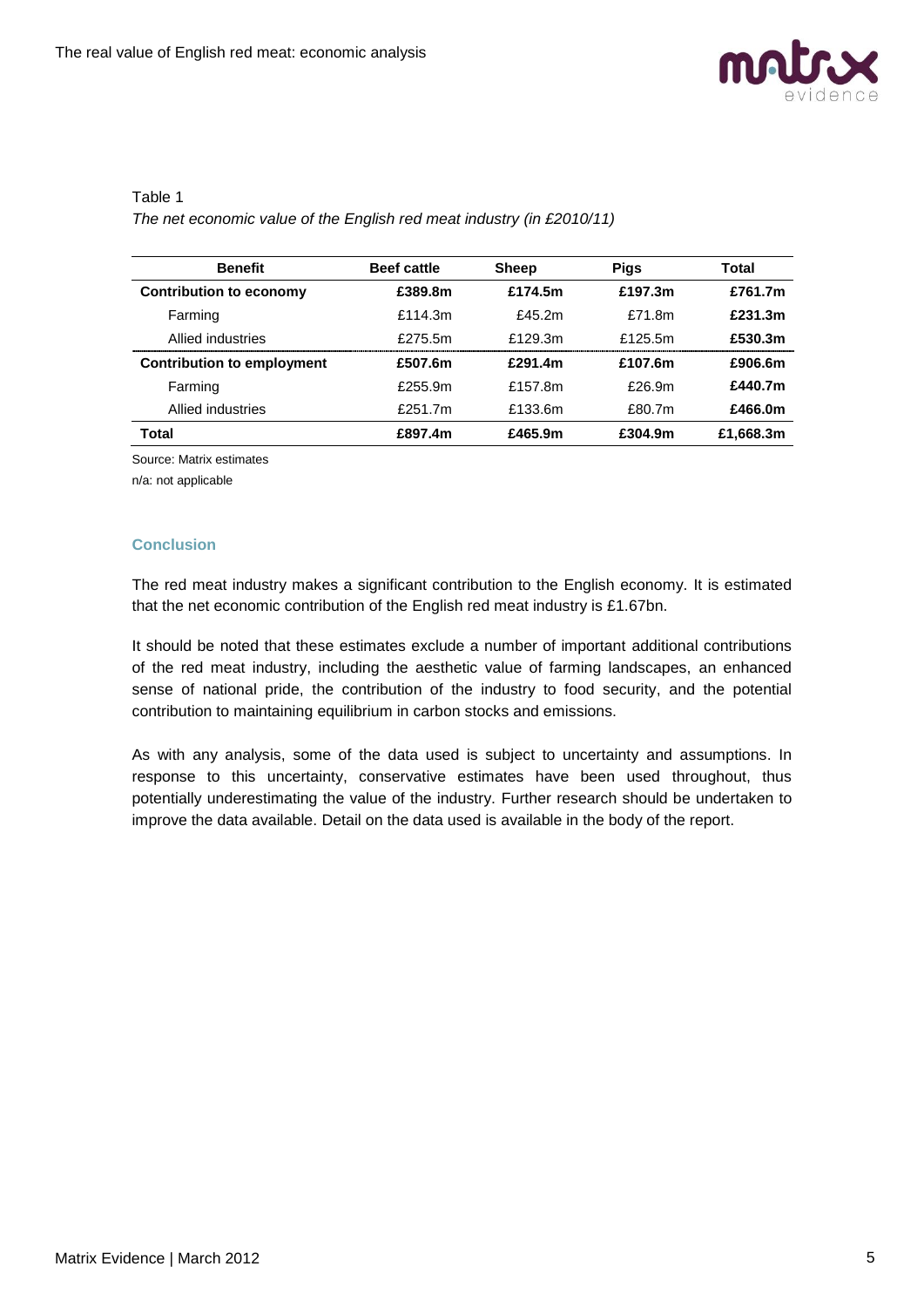Table 1

*The net economic value of the English red meat industry (in £2010/11)*

| Benefit | Beef cattle | Sheep | Pigs | Total |
|---|---|---|---|---|
| **Contribution to economy** | **£389.8m** | **£174.5m** | **£197.3m** | **£761.7m** |
| Farming | £114.3m | £45.2m | £71.8m | **£231.3m** |
| Allied industries | £275.5m | £129.3m | £125.5m | **£530.3m** |
| **Contribution to employment** | **£507.6m** | **£291.4m** | **£107.6m** | **£906.6m** |
| Farming | £255.9m | £157.8m | £26.9m | **£440.7m** |
| Allied industries | £251.7m | £133.6m | £80.7m | **£466.0m** |
| **Total** | **£897.4m** | **£465.9m** | **£304.9m** | **£1,668.3m** |

Source: Matrix estimates

n/a: not applicable

### Conclusion

The red meat industry makes a significant contribution to the English economy. It is estimated that the net economic contribution of the English red meat industry is £1.67bn.

It should be noted that these estimates exclude a number of important additional contributions of the red meat industry, including the aesthetic value of farming landscapes, an enhanced sense of national pride, the contribution of the industry to food security, and the potential contribution to maintaining equilibrium in carbon stocks and emissions.

As with any analysis, some of the data used is subject to uncertainty and assumptions. In response to this uncertainty, conservative estimates have been used throughout, thus potentially underestimating the value of the industry. Further research should be undertaken to improve the data available. Detail on the data used is available in the body of the report.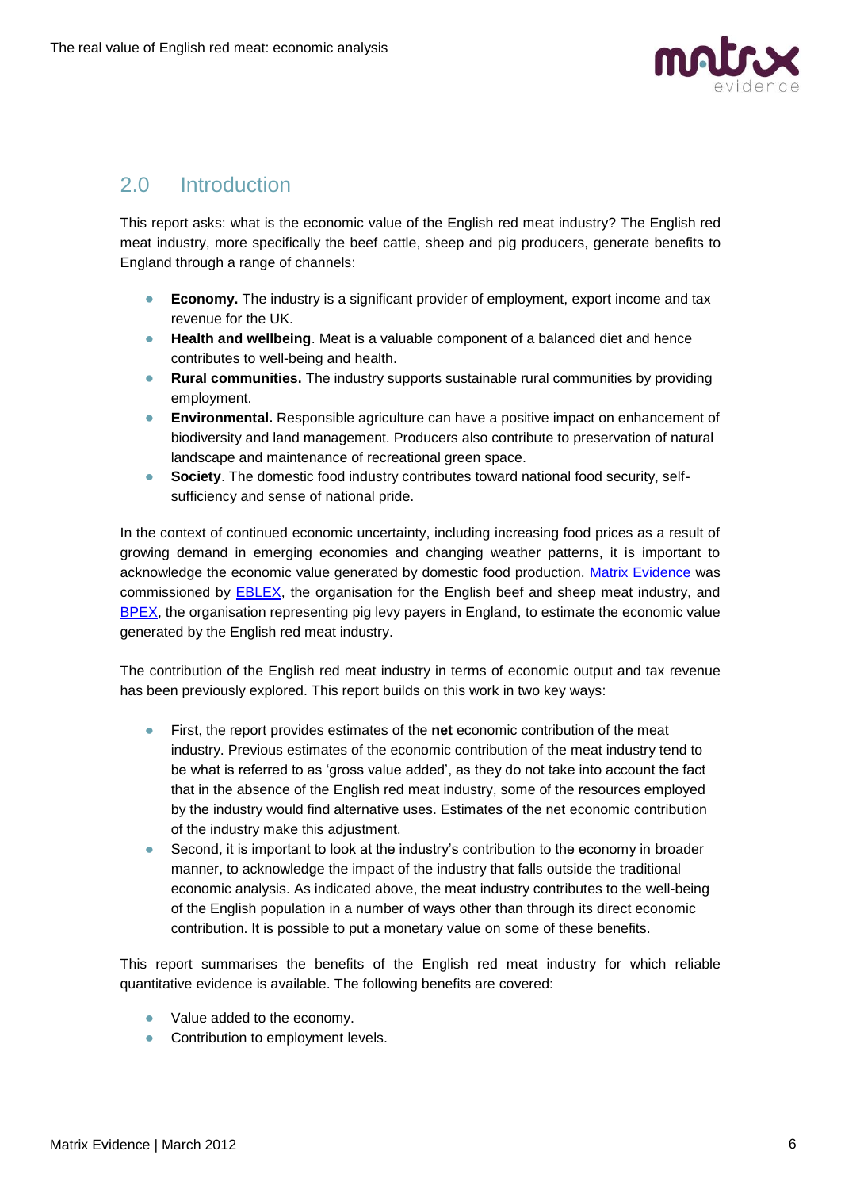## 2.0 Introduction

This report asks: what is the economic value of the English red meat industry? The English red meat industry, more specifically the beef cattle, sheep and pig producers, generate benefits to England through a range of channels:

- **Economy.** The industry is a significant provider of employment, export income and tax revenue for the UK.
- **Health and wellbeing**. Meat is a valuable component of a balanced diet and hence contributes to well-being and health.
- **Rural communities.** The industry supports sustainable rural communities by providing employment.
- **Environmental.** Responsible agriculture can have a positive impact on enhancement of biodiversity and land management. Producers also contribute to preservation of natural landscape and maintenance of recreational green space.
- **Society**. The domestic food industry contributes toward national food security, self-sufficiency and sense of national pride.

In the context of continued economic uncertainty, including increasing food prices as a result of growing demand in emerging economies and changing weather patterns, it is important to acknowledge the economic value generated by domestic food production. Matrix Evidence was commissioned by EBLEX, the organisation for the English beef and sheep meat industry, and BPEX, the organisation representing pig levy payers in England, to estimate the economic value generated by the English red meat industry.

The contribution of the English red meat industry in terms of economic output and tax revenue has been previously explored. This report builds on this work in two key ways:

- First, the report provides estimates of the **net** economic contribution of the meat industry. Previous estimates of the economic contribution of the meat industry tend to be what is referred to as 'gross value added', as they do not take into account the fact that in the absence of the English red meat industry, some of the resources employed by the industry would find alternative uses. Estimates of the net economic contribution of the industry make this adjustment.
- Second, it is important to look at the industry's contribution to the economy in broader manner, to acknowledge the impact of the industry that falls outside the traditional economic analysis. As indicated above, the meat industry contributes to the well-being of the English population in a number of ways other than through its direct economic contribution. It is possible to put a monetary value on some of these benefits.

This report summarises the benefits of the English red meat industry for which reliable quantitative evidence is available. The following benefits are covered:

- Value added to the economy.
- Contribution to employment levels.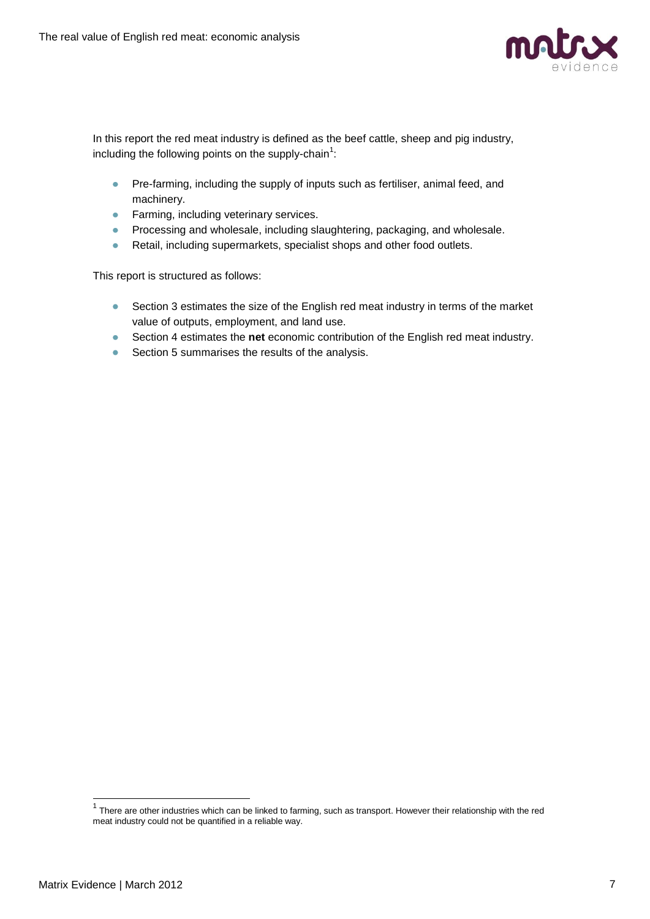In this report the red meat industry is defined as the beef cattle, sheep and pig industry, including the following points on the supply-chain[1]:

- Pre-farming, including the supply of inputs such as fertiliser, animal feed, and machinery.
- Farming, including veterinary services.
- Processing and wholesale, including slaughtering, packaging, and wholesale.
- Retail, including supermarkets, specialist shops and other food outlets.

This report is structured as follows:

- Section 3 estimates the size of the English red meat industry in terms of the market value of outputs, employment, and land use.
- Section 4 estimates the **net** economic contribution of the English red meat industry.
- Section 5 summarises the results of the analysis.

[1] There are other industries which can be linked to farming, such as transport. However their relationship with the red meat industry could not be quantified in a reliable way.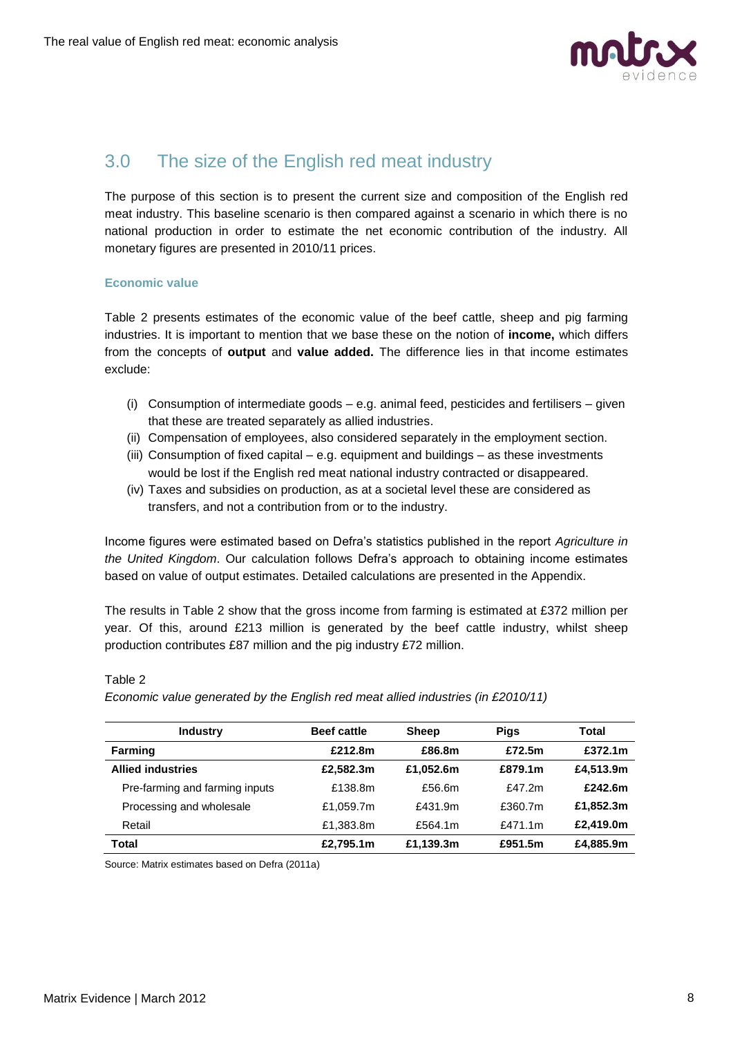## 3.0 The size of the English red meat industry

The purpose of this section is to present the current size and composition of the English red meat industry. This baseline scenario is then compared against a scenario in which there is no national production in order to estimate the net economic contribution of the industry. All monetary figures are presented in 2010/11 prices.

### Economic value

Table 2 presents estimates of the economic value of the beef cattle, sheep and pig farming industries. It is important to mention that we base these on the notion of **income,** which differs from the concepts of **output** and **value added.** The difference lies in that income estimates exclude:

(i) Consumption of intermediate goods – e.g. animal feed, pesticides and fertilisers – given that these are treated separately as allied industries.
(ii) Compensation of employees, also considered separately in the employment section.
(iii) Consumption of fixed capital – e.g. equipment and buildings – as these investments would be lost if the English red meat national industry contracted or disappeared.
(iv) Taxes and subsidies on production, as at a societal level these are considered as transfers, and not a contribution from or to the industry.

Income figures were estimated based on Defra's statistics published in the report *Agriculture in the United Kingdom*. Our calculation follows Defra's approach to obtaining income estimates based on value of output estimates. Detailed calculations are presented in the Appendix.

The results in Table 2 show that the gross income from farming is estimated at £372 million per year. Of this, around £213 million is generated by the beef cattle industry, whilst sheep production contributes £87 million and the pig industry £72 million.

Table 2

*Economic value generated by the English red meat allied industries (in £2010/11)*

| Industry | Beef cattle | Sheep | Pigs | Total |
|---|---|---|---|---|
| **Farming** | **£212.8m** | **£86.8m** | **£72.5m** | **£372.1m** |
| **Allied industries** | **£2,582.3m** | **£1,052.6m** | **£879.1m** | **£4,513.9m** |
| Pre-farming and farming inputs | £138.8m | £56.6m | £47.2m | **£242.6m** |
| Processing and wholesale | £1,059.7m | £431.9m | £360.7m | **£1,852.3m** |
| Retail | £1,383.8m | £564.1m | £471.1m | **£2,419.0m** |
| **Total** | **£2,795.1m** | **£1,139.3m** | **£951.5m** | **£4,885.9m** |

Source: Matrix estimates based on Defra (2011a)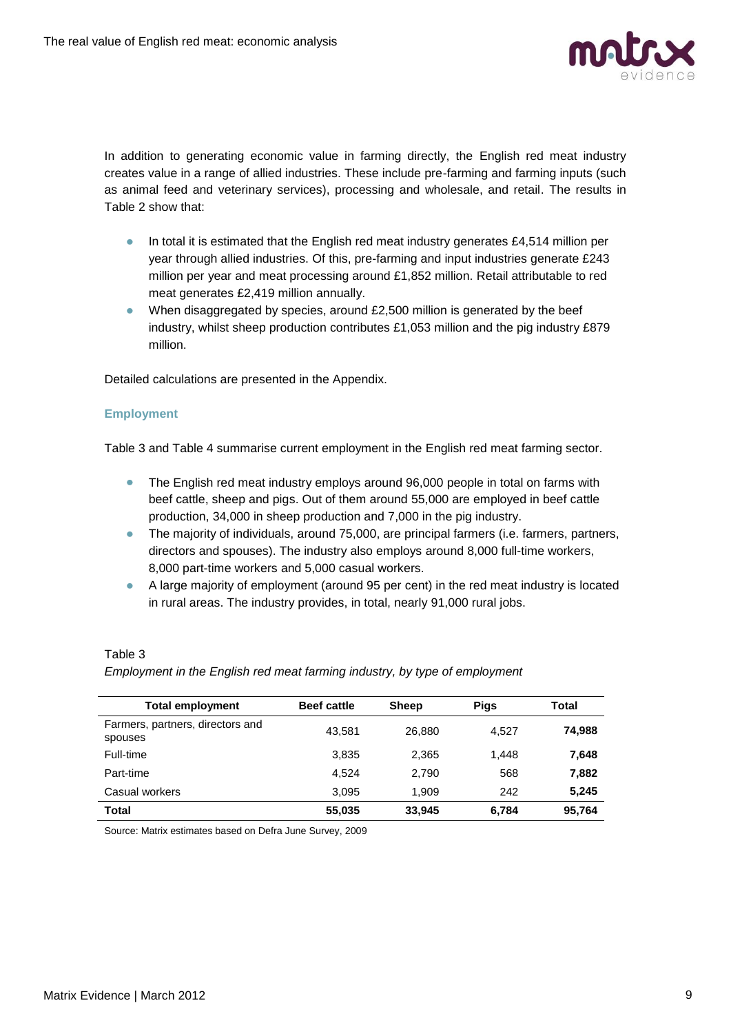In addition to generating economic value in farming directly, the English red meat industry creates value in a range of allied industries. These include pre-farming and farming inputs (such as animal feed and veterinary services), processing and wholesale, and retail. The results in Table 2 show that:

- In total it is estimated that the English red meat industry generates £4,514 million per year through allied industries. Of this, pre-farming and input industries generate £243 million per year and meat processing around £1,852 million. Retail attributable to red meat generates £2,419 million annually.
- When disaggregated by species, around £2,500 million is generated by the beef industry, whilst sheep production contributes £1,053 million and the pig industry £879 million.

Detailed calculations are presented in the Appendix.

### Employment

Table 3 and Table 4 summarise current employment in the English red meat farming sector.

- The English red meat industry employs around 96,000 people in total on farms with beef cattle, sheep and pigs. Out of them around 55,000 are employed in beef cattle production, 34,000 in sheep production and 7,000 in the pig industry.
- The majority of individuals, around 75,000, are principal farmers (i.e. farmers, partners, directors and spouses). The industry also employs around 8,000 full-time workers, 8,000 part-time workers and 5,000 casual workers.
- A large majority of employment (around 95 per cent) in the red meat industry is located in rural areas. The industry provides, in total, nearly 91,000 rural jobs.

Table 3

*Employment in the English red meat farming industry, by type of employment*

| Total employment | Beef cattle | Sheep | Pigs | Total |
|---|---|---|---|---|
| Farmers, partners, directors and spouses | 43,581 | 26,880 | 4,527 | **74,988** |
| Full-time | 3,835 | 2,365 | 1,448 | **7,648** |
| Part-time | 4,524 | 2,790 | 568 | **7,882** |
| Casual workers | 3,095 | 1,909 | 242 | **5,245** |
| **Total** | **55,035** | **33,945** | **6,784** | **95,764** |

Source: Matrix estimates based on Defra June Survey, 2009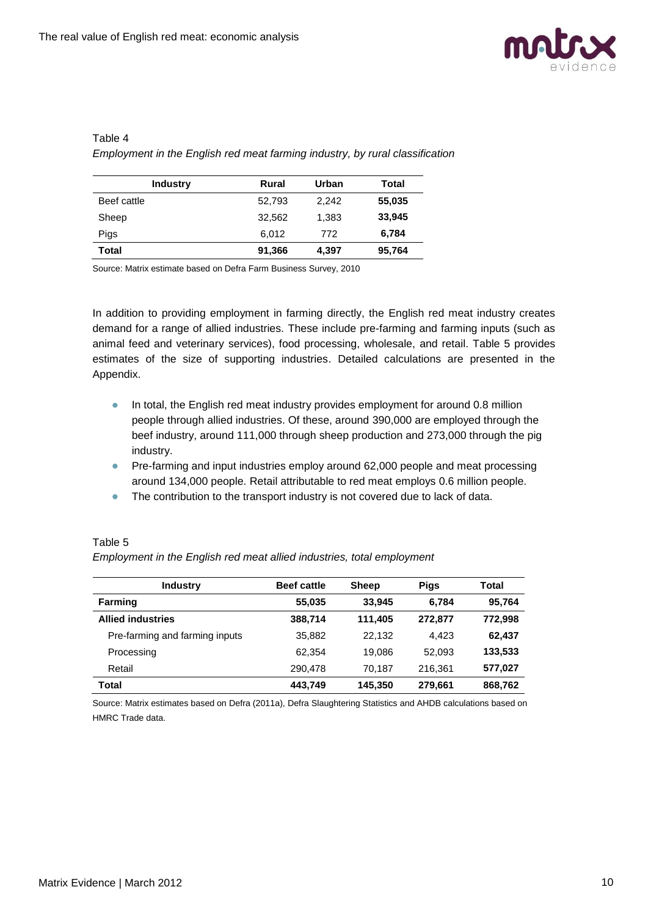Table 4

*Employment in the English red meat farming industry, by rural classification*

| Industry | Rural | Urban | Total |
|---|---|---|---|
| Beef cattle | 52,793 | 2,242 | **55,035** |
| Sheep | 32,562 | 1,383 | **33,945** |
| Pigs | 6,012 | 772 | **6,784** |
| **Total** | **91,366** | **4,397** | **95,764** |

Source: Matrix estimate based on Defra Farm Business Survey, 2010

In addition to providing employment in farming directly, the English red meat industry creates demand for a range of allied industries. These include pre-farming and farming inputs (such as animal feed and veterinary services), food processing, wholesale, and retail. Table 5 provides estimates of the size of supporting industries. Detailed calculations are presented in the Appendix.

- In total, the English red meat industry provides employment for around 0.8 million people through allied industries. Of these, around 390,000 are employed through the beef industry, around 111,000 through sheep production and 273,000 through the pig industry.
- Pre-farming and input industries employ around 62,000 people and meat processing around 134,000 people. Retail attributable to red meat employs 0.6 million people.
- The contribution to the transport industry is not covered due to lack of data.

Table 5

*Employment in the English red meat allied industries, total employment*

| Industry | Beef cattle | Sheep | Pigs | Total |
|---|---|---|---|---|
| **Farming** | **55,035** | **33,945** | **6,784** | **95,764** |
| **Allied industries** | **388,714** | **111,405** | **272,877** | **772,998** |
| Pre-farming and farming inputs | 35,882 | 22,132 | 4,423 | **62,437** |
| Processing | 62,354 | 19,086 | 52,093 | **133,533** |
| Retail | 290,478 | 70,187 | 216,361 | **577,027** |
| **Total** | **443,749** | **145,350** | **279,661** | **868,762** |

Source: Matrix estimates based on Defra (2011a), Defra Slaughtering Statistics and AHDB calculations based on HMRC Trade data.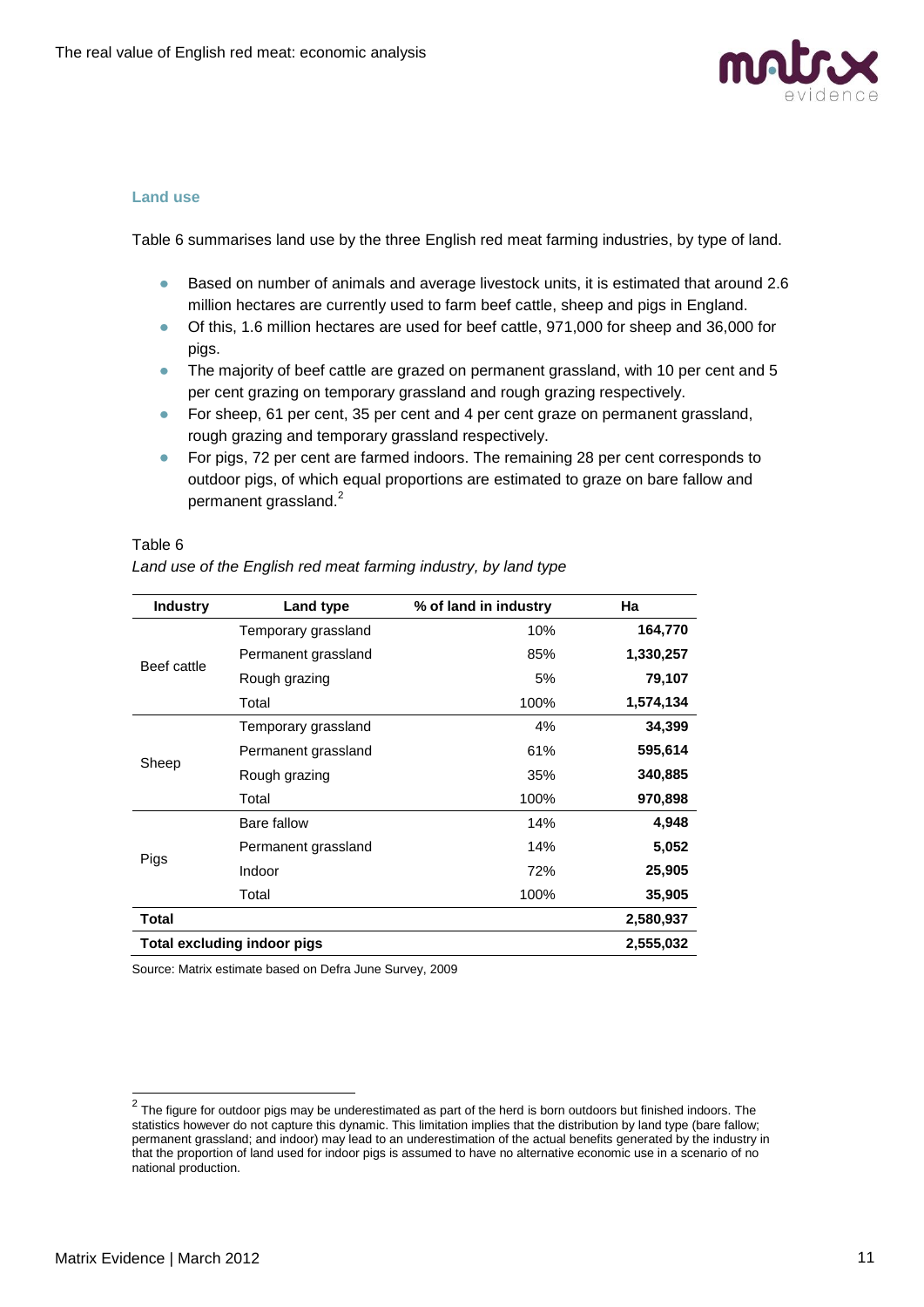### Land use

Table 6 summarises land use by the three English red meat farming industries, by type of land.

- Based on number of animals and average livestock units, it is estimated that around 2.6 million hectares are currently used to farm beef cattle, sheep and pigs in England.
- Of this, 1.6 million hectares are used for beef cattle, 971,000 for sheep and 36,000 for pigs.
- The majority of beef cattle are grazed on permanent grassland, with 10 per cent and 5 per cent grazing on temporary grassland and rough grazing respectively.
- For sheep, 61 per cent, 35 per cent and 4 per cent graze on permanent grassland, rough grazing and temporary grassland respectively.
- For pigs, 72 per cent are farmed indoors. The remaining 28 per cent corresponds to outdoor pigs, of which equal proportions are estimated to graze on bare fallow and permanent grassland.[2]

Table 6

*Land use of the English red meat farming industry, by land type*

| Industry | Land type | % of land in industry | Ha |
|---|---|---|---|
| Beef cattle | Temporary grassland | 10% | **164,770** |
| | Permanent grassland | 85% | **1,330,257** |
| | Rough grazing | 5% | **79,107** |
| | Total | 100% | **1,574,134** |
| Sheep | Temporary grassland | 4% | **34,399** |
| | Permanent grassland | 61% | **595,614** |
| | Rough grazing | 35% | **340,885** |
| | Total | 100% | **970,898** |
| Pigs | Bare fallow | 14% | **4,948** |
| | Permanent grassland | 14% | **5,052** |
| | Indoor | 72% | **25,905** |
| | Total | 100% | **35,905** |
| **Total** | | | **2,580,937** |
| **Total excluding indoor pigs** | | | **2,555,032** |

Source: Matrix estimate based on Defra June Survey, 2009

[2] The figure for outdoor pigs may be underestimated as part of the herd is born outdoors but finished indoors. The statistics however do not capture this dynamic. This limitation implies that the distribution by land type (bare fallow; permanent grassland; and indoor) may lead to an underestimation of the actual benefits generated by the industry in that the proportion of land used for indoor pigs is assumed to have no alternative economic use in a scenario of no national production.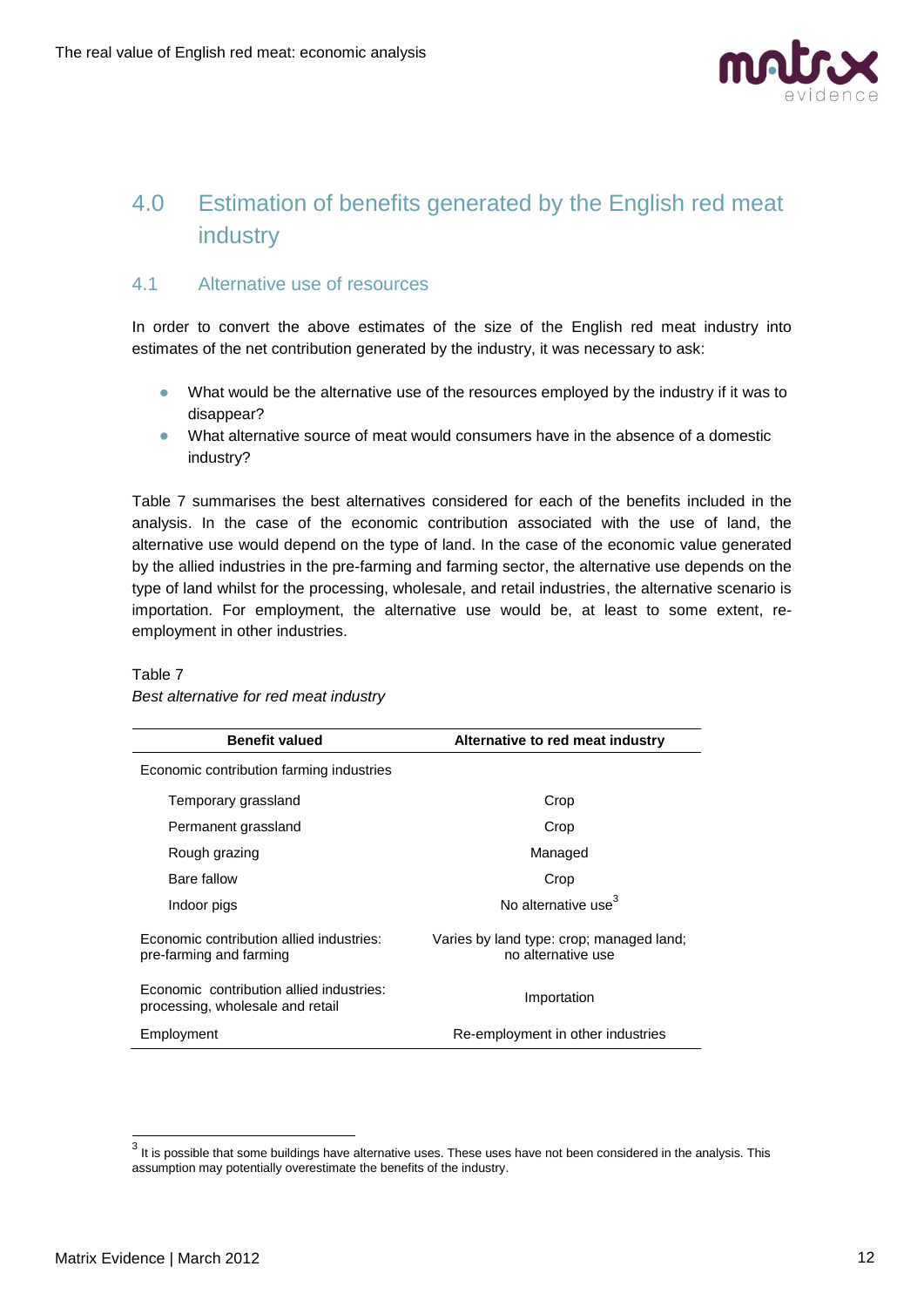# 4.0 Estimation of benefits generated by the English red meat industry

## 4.1 Alternative use of resources

In order to convert the above estimates of the size of the English red meat industry into estimates of the net contribution generated by the industry, it was necessary to ask:

- What would be the alternative use of the resources employed by the industry if it was to disappear?
- What alternative source of meat would consumers have in the absence of a domestic industry?

Table 7 summarises the best alternatives considered for each of the benefits included in the analysis. In the case of the economic contribution associated with the use of land, the alternative use would depend on the type of land. In the case of the economic value generated by the allied industries in the pre-farming and farming sector, the alternative use depends on the type of land whilst for the processing, wholesale, and retail industries, the alternative scenario is importation. For employment, the alternative use would be, at least to some extent, re-employment in other industries.

Table 7

*Best alternative for red meat industry*

| Benefit valued | Alternative to red meat industry |
|---|---|
| Economic contribution farming industries | |
| Temporary grassland | Crop |
| Permanent grassland | Crop |
| Rough grazing | Managed |
| Bare fallow | Crop |
| Indoor pigs | No alternative use[3] |
| Economic contribution allied industries: pre-farming and farming | Varies by land type: crop; managed land; no alternative use |
| Economic contribution allied industries: processing, wholesale and retail | Importation |
| Employment | Re-employment in other industries |

[3] It is possible that some buildings have alternative uses. These uses have not been considered in the analysis. This assumption may potentially overestimate the benefits of the industry.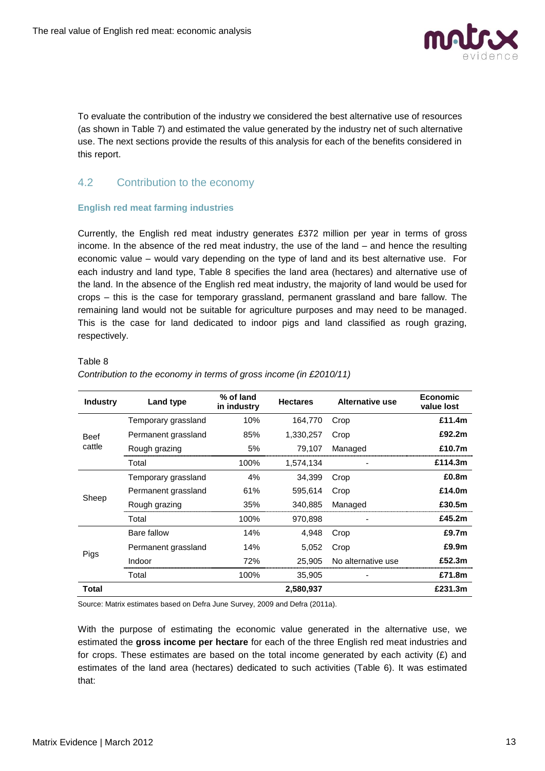To evaluate the contribution of the industry we considered the best alternative use of resources (as shown in Table 7) and estimated the value generated by the industry net of such alternative use. The next sections provide the results of this analysis for each of the benefits considered in this report.

## 4.2 Contribution to the economy

### English red meat farming industries

Currently, the English red meat industry generates £372 million per year in terms of gross income. In the absence of the red meat industry, the use of the land – and hence the resulting economic value – would vary depending on the type of land and its best alternative use. For each industry and land type, Table 8 specifies the land area (hectares) and alternative use of the land. In the absence of the English red meat industry, the majority of land would be used for crops – this is the case for temporary grassland, permanent grassland and bare fallow. The remaining land would not be suitable for agriculture purposes and may need to be managed. This is the case for land dedicated to indoor pigs and land classified as rough grazing, respectively.

Table 8

*Contribution to the economy in terms of gross income (in £2010/11)*

| Industry | Land type | % of land in industry | Hectares | Alternative use | Economic value lost |
|---|---|---|---|---|---|
| Beef cattle | Temporary grassland | 10% | 164,770 | Crop | **£11.4m** |
| | Permanent grassland | 85% | 1,330,257 | Crop | **£92.2m** |
| | Rough grazing | 5% | 79,107 | Managed | **£10.7m** |
| | Total | 100% | 1,574,134 | - | **£114.3m** |
| Sheep | Temporary grassland | 4% | 34,399 | Crop | **£0.8m** |
| | Permanent grassland | 61% | 595,614 | Crop | **£14.0m** |
| | Rough grazing | 35% | 340,885 | Managed | **£30.5m** |
| | Total | 100% | 970,898 | - | **£45.2m** |
| Pigs | Bare fallow | 14% | 4,948 | Crop | **£9.7m** |
| | Permanent grassland | 14% | 5,052 | Crop | **£9.9m** |
| | Indoor | 72% | 25,905 | No alternative use | **£52.3m** |
| | Total | 100% | 35,905 | - | **£71.8m** |
| **Total** | | | **2,580,937** | | **£231.3m** |

Source: Matrix estimates based on Defra June Survey, 2009 and Defra (2011a).

With the purpose of estimating the economic value generated in the alternative use, we estimated the **gross income per hectare** for each of the three English red meat industries and for crops. These estimates are based on the total income generated by each activity (£) and estimates of the land area (hectares) dedicated to such activities (Table 6). It was estimated that: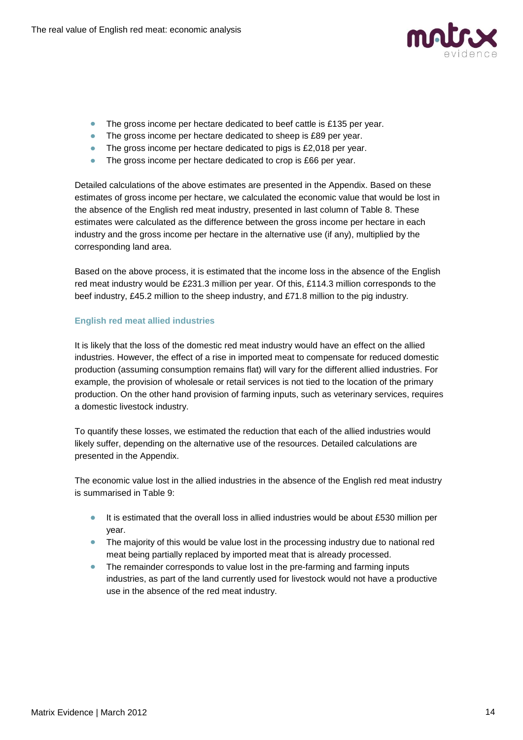- The gross income per hectare dedicated to beef cattle is £135 per year.
- The gross income per hectare dedicated to sheep is £89 per year.
- The gross income per hectare dedicated to pigs is £2,018 per year.
- The gross income per hectare dedicated to crop is £66 per year.

Detailed calculations of the above estimates are presented in the Appendix. Based on these estimates of gross income per hectare, we calculated the economic value that would be lost in the absence of the English red meat industry, presented in last column of Table 8. These estimates were calculated as the difference between the gross income per hectare in each industry and the gross income per hectare in the alternative use (if any), multiplied by the corresponding land area.

Based on the above process, it is estimated that the income loss in the absence of the English red meat industry would be £231.3 million per year. Of this, £114.3 million corresponds to the beef industry, £45.2 million to the sheep industry, and £71.8 million to the pig industry.

### English red meat allied industries

It is likely that the loss of the domestic red meat industry would have an effect on the allied industries. However, the effect of a rise in imported meat to compensate for reduced domestic production (assuming consumption remains flat) will vary for the different allied industries. For example, the provision of wholesale or retail services is not tied to the location of the primary production. On the other hand provision of farming inputs, such as veterinary services, requires a domestic livestock industry.

To quantify these losses, we estimated the reduction that each of the allied industries would likely suffer, depending on the alternative use of the resources. Detailed calculations are presented in the Appendix.

The economic value lost in the allied industries in the absence of the English red meat industry is summarised in Table 9:

- It is estimated that the overall loss in allied industries would be about £530 million per year.
- The majority of this would be value lost in the processing industry due to national red meat being partially replaced by imported meat that is already processed.
- The remainder corresponds to value lost in the pre-farming and farming inputs industries, as part of the land currently used for livestock would not have a productive use in the absence of the red meat industry.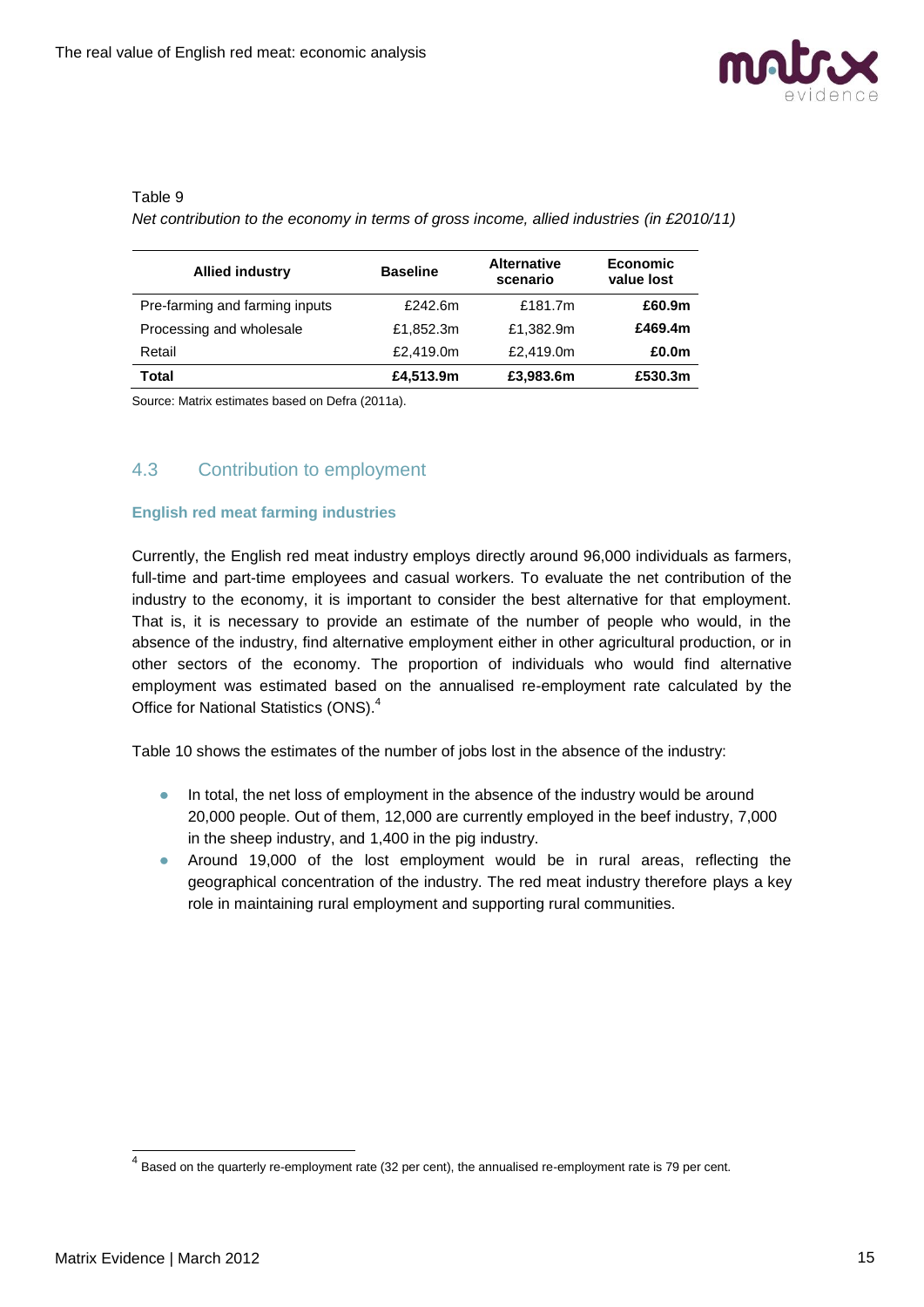Table 9

*Net contribution to the economy in terms of gross income, allied industries (in £2010/11)*

| Allied industry | Baseline | Alternative scenario | Economic value lost |
|---|---|---|---|
| Pre-farming and farming inputs | £242.6m | £181.7m | **£60.9m** |
| Processing and wholesale | £1,852.3m | £1,382.9m | **£469.4m** |
| Retail | £2,419.0m | £2,419.0m | **£0.0m** |
| **Total** | **£4,513.9m** | **£3,983.6m** | **£530.3m** |

Source: Matrix estimates based on Defra (2011a).

## 4.3 Contribution to employment

### English red meat farming industries

Currently, the English red meat industry employs directly around 96,000 individuals as farmers, full-time and part-time employees and casual workers. To evaluate the net contribution of the industry to the economy, it is important to consider the best alternative for that employment. That is, it is necessary to provide an estimate of the number of people who would, in the absence of the industry, find alternative employment either in other agricultural production, or in other sectors of the economy. The proportion of individuals who would find alternative employment was estimated based on the annualised re-employment rate calculated by the Office for National Statistics (ONS).[4]

Table 10 shows the estimates of the number of jobs lost in the absence of the industry:

- In total, the net loss of employment in the absence of the industry would be around 20,000 people. Out of them, 12,000 are currently employed in the beef industry, 7,000 in the sheep industry, and 1,400 in the pig industry.
- Around 19,000 of the lost employment would be in rural areas, reflecting the geographical concentration of the industry. The red meat industry therefore plays a key role in maintaining rural employment and supporting rural communities.

[4] Based on the quarterly re-employment rate (32 per cent), the annualised re-employment rate is 79 per cent.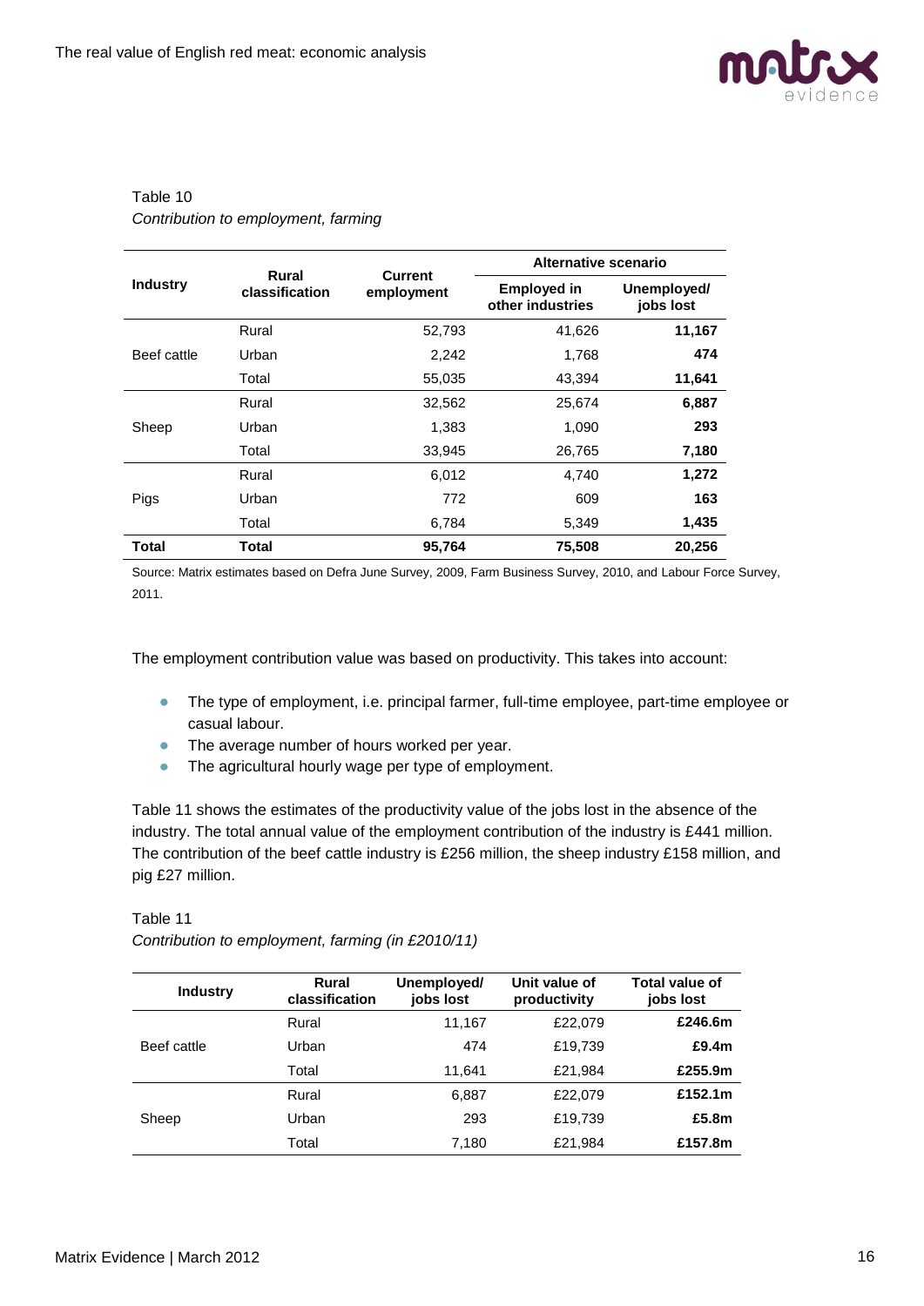Table 10
*Contribution to employment, farming*

| Industry | Rural classification | Current employment | Alternative scenario | |
|---|---|---|---|---|
| | | | Employed in other industries | Unemployed/ jobs lost |
| Beef cattle | Rural | 52,793 | 41,626 | **11,167** |
| | Urban | 2,242 | 1,768 | **474** |
| | Total | 55,035 | 43,394 | **11,641** |
| Sheep | Rural | 32,562 | 25,674 | **6,887** |
| | Urban | 1,383 | 1,090 | **293** |
| | Total | 33,945 | 26,765 | **7,180** |
| Pigs | Rural | 6,012 | 4,740 | **1,272** |
| | Urban | 772 | 609 | **163** |
| | Total | 6,784 | 5,349 | **1,435** |
| **Total** | **Total** | **95,764** | **75,508** | **20,256** |

Source: Matrix estimates based on Defra June Survey, 2009, Farm Business Survey, 2010, and Labour Force Survey, 2011.

The employment contribution value was based on productivity. This takes into account:

- The type of employment, i.e. principal farmer, full-time employee, part-time employee or casual labour.
- The average number of hours worked per year.
- The agricultural hourly wage per type of employment.

Table 11 shows the estimates of the productivity value of the jobs lost in the absence of the industry. The total annual value of the employment contribution of the industry is £441 million. The contribution of the beef cattle industry is £256 million, the sheep industry £158 million, and pig £27 million.

Table 11
*Contribution to employment, farming (in £2010/11)*

| Industry | Rural classification | Unemployed/ jobs lost | Unit value of productivity | Total value of jobs lost |
|---|---|---|---|---|
| Beef cattle | Rural | 11,167 | £22,079 | **£246.6m** |
| | Urban | 474 | £19,739 | **£9.4m** |
| | Total | 11,641 | £21,984 | **£255.9m** |
| Sheep | Rural | 6,887 | £22,079 | **£152.1m** |
| | Urban | 293 | £19,739 | **£5.8m** |
| | Total | 7,180 | £21,984 | **£157.8m** |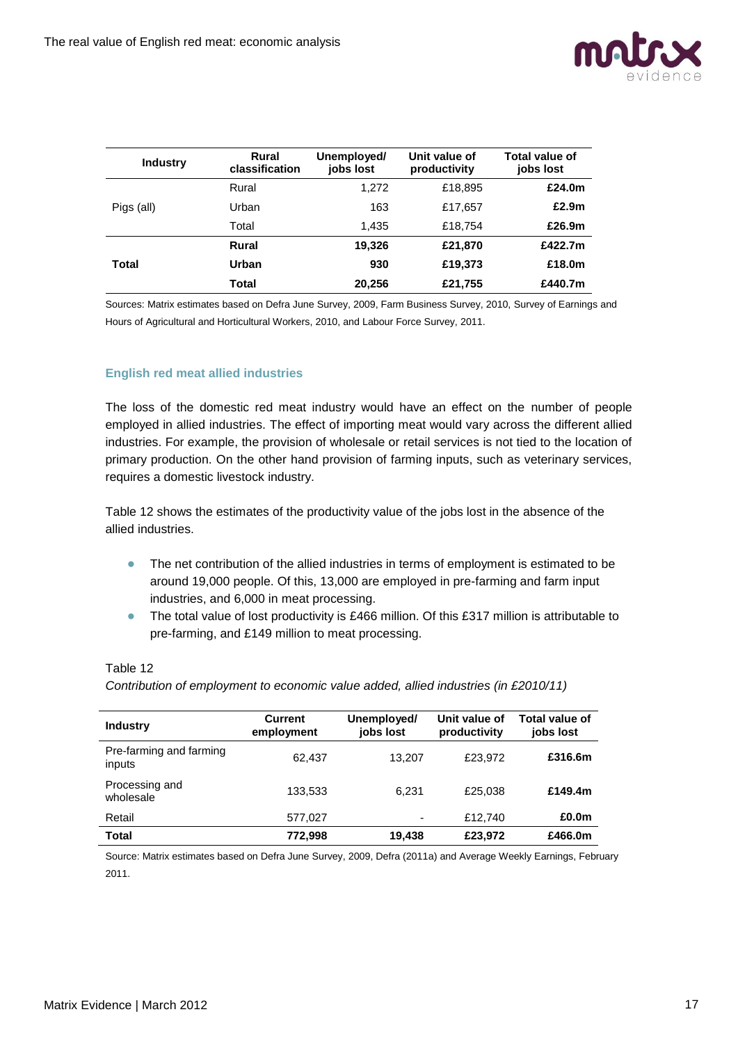| Industry | Rural classification | Unemployed/ jobs lost | Unit value of productivity | Total value of jobs lost |
|---|---|---|---|---|
| Pigs (all) | Rural | 1,272 | £18,895 | **£24.0m** |
| | Urban | 163 | £17,657 | **£2.9m** |
| | Total | 1,435 | £18,754 | **£26.9m** |
| **Total** | **Rural** | **19,326** | **£21,870** | **£422.7m** |
| | **Urban** | **930** | **£19,373** | **£18.0m** |
| | **Total** | **20,256** | **£21,755** | **£440.7m** |

Sources: Matrix estimates based on Defra June Survey, 2009, Farm Business Survey, 2010, Survey of Earnings and Hours of Agricultural and Horticultural Workers, 2010, and Labour Force Survey, 2011.

### English red meat allied industries

The loss of the domestic red meat industry would have an effect on the number of people employed in allied industries. The effect of importing meat would vary across the different allied industries. For example, the provision of wholesale or retail services is not tied to the location of primary production. On the other hand provision of farming inputs, such as veterinary services, requires a domestic livestock industry.

Table 12 shows the estimates of the productivity value of the jobs lost in the absence of the allied industries.

- The net contribution of the allied industries in terms of employment is estimated to be around 19,000 people. Of this, 13,000 are employed in pre-farming and farm input industries, and 6,000 in meat processing.
- The total value of lost productivity is £466 million. Of this £317 million is attributable to pre-farming, and £149 million to meat processing.

Table 12

*Contribution of employment to economic value added, allied industries (in £2010/11)*

| Industry | Current employment | Unemployed/ jobs lost | Unit value of productivity | Total value of jobs lost |
|---|---|---|---|---|
| Pre-farming and farming inputs | 62,437 | 13,207 | £23,972 | **£316.6m** |
| Processing and wholesale | 133,533 | 6,231 | £25,038 | **£149.4m** |
| Retail | 577,027 | - | £12,740 | **£0.0m** |
| **Total** | **772,998** | **19,438** | **£23,972** | **£466.0m** |

Source: Matrix estimates based on Defra June Survey, 2009, Defra (2011a) and Average Weekly Earnings, February 2011.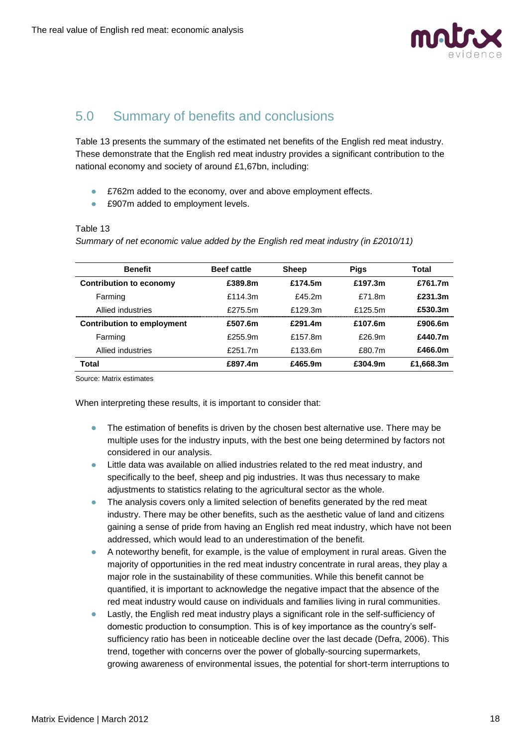## 5.0 Summary of benefits and conclusions

Table 13 presents the summary of the estimated net benefits of the English red meat industry. These demonstrate that the English red meat industry provides a significant contribution to the national economy and society of around £1,67bn, including:

- £762m added to the economy, over and above employment effects.
- £907m added to employment levels.

Table 13

*Summary of net economic value added by the English red meat industry (in £2010/11)*

| Benefit | Beef cattle | Sheep | Pigs | Total |
|---|---|---|---|---|
| **Contribution to economy** | **£389.8m** | **£174.5m** | **£197.3m** | **£761.7m** |
| Farming | £114.3m | £45.2m | £71.8m | **£231.3m** |
| Allied industries | £275.5m | £129.3m | £125.5m | **£530.3m** |
| **Contribution to employment** | **£507.6m** | **£291.4m** | **£107.6m** | **£906.6m** |
| Farming | £255.9m | £157.8m | £26.9m | **£440.7m** |
| Allied industries | £251.7m | £133.6m | £80.7m | **£466.0m** |
| **Total** | **£897.4m** | **£465.9m** | **£304.9m** | **£1,668.3m** |

Source: Matrix estimates

When interpreting these results, it is important to consider that:

- The estimation of benefits is driven by the chosen best alternative use. There may be multiple uses for the industry inputs, with the best one being determined by factors not considered in our analysis.
- Little data was available on allied industries related to the red meat industry, and specifically to the beef, sheep and pig industries. It was thus necessary to make adjustments to statistics relating to the agricultural sector as the whole.
- The analysis covers only a limited selection of benefits generated by the red meat industry. There may be other benefits, such as the aesthetic value of land and citizens gaining a sense of pride from having an English red meat industry, which have not been addressed, which would lead to an underestimation of the benefit.
- A noteworthy benefit, for example, is the value of employment in rural areas. Given the majority of opportunities in the red meat industry concentrate in rural areas, they play a major role in the sustainability of these communities. While this benefit cannot be quantified, it is important to acknowledge the negative impact that the absence of the red meat industry would cause on individuals and families living in rural communities.
- Lastly, the English red meat industry plays a significant role in the self-sufficiency of domestic production to consumption. This is of key importance as the country's self-sufficiency ratio has been in noticeable decline over the last decade (Defra, 2006). This trend, together with concerns over the power of globally-sourcing supermarkets, growing awareness of environmental issues, the potential for short-term interruptions to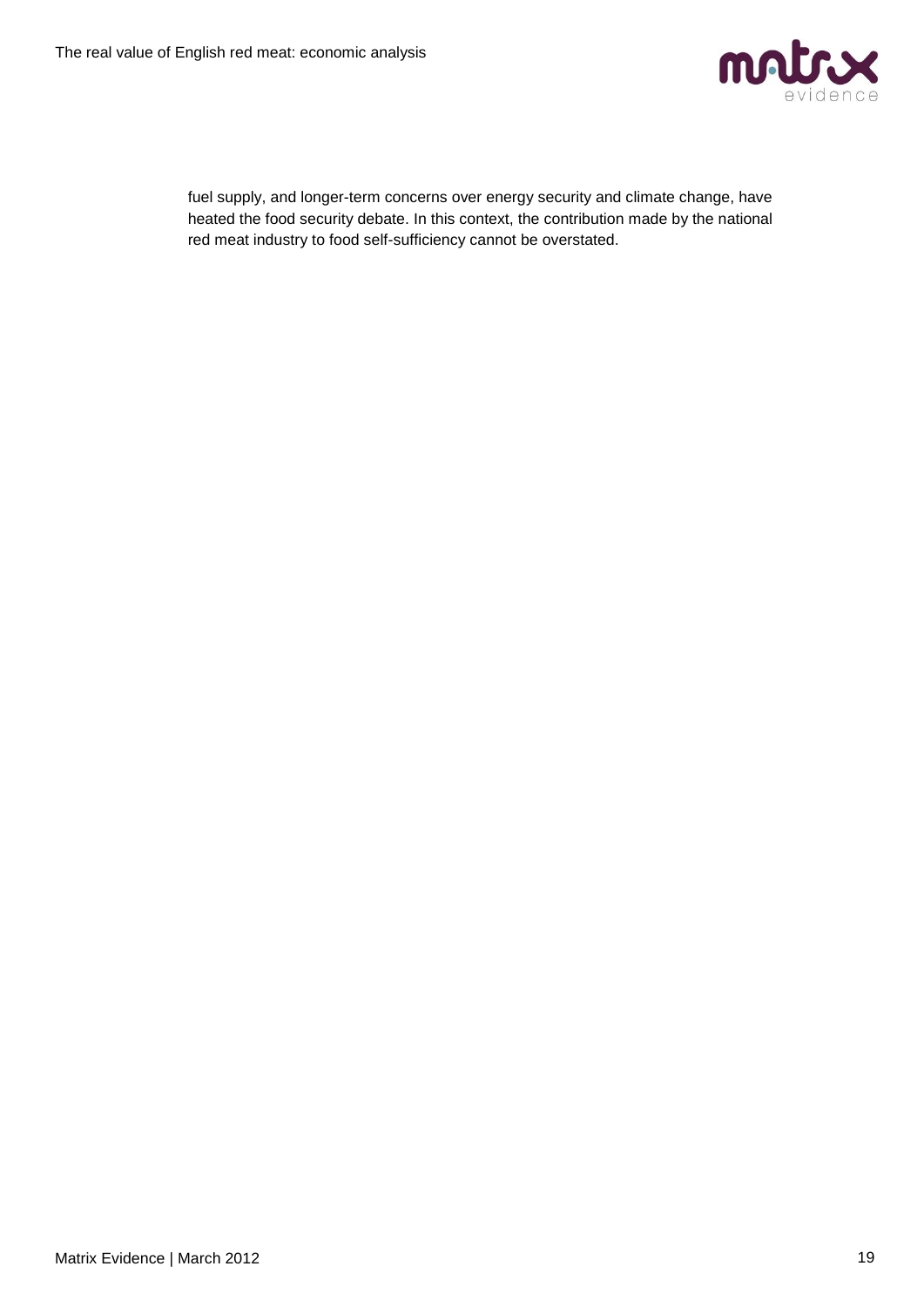fuel supply, and longer-term concerns over energy security and climate change, have heated the food security debate. In this context, the contribution made by the national red meat industry to food self-sufficiency cannot be overstated.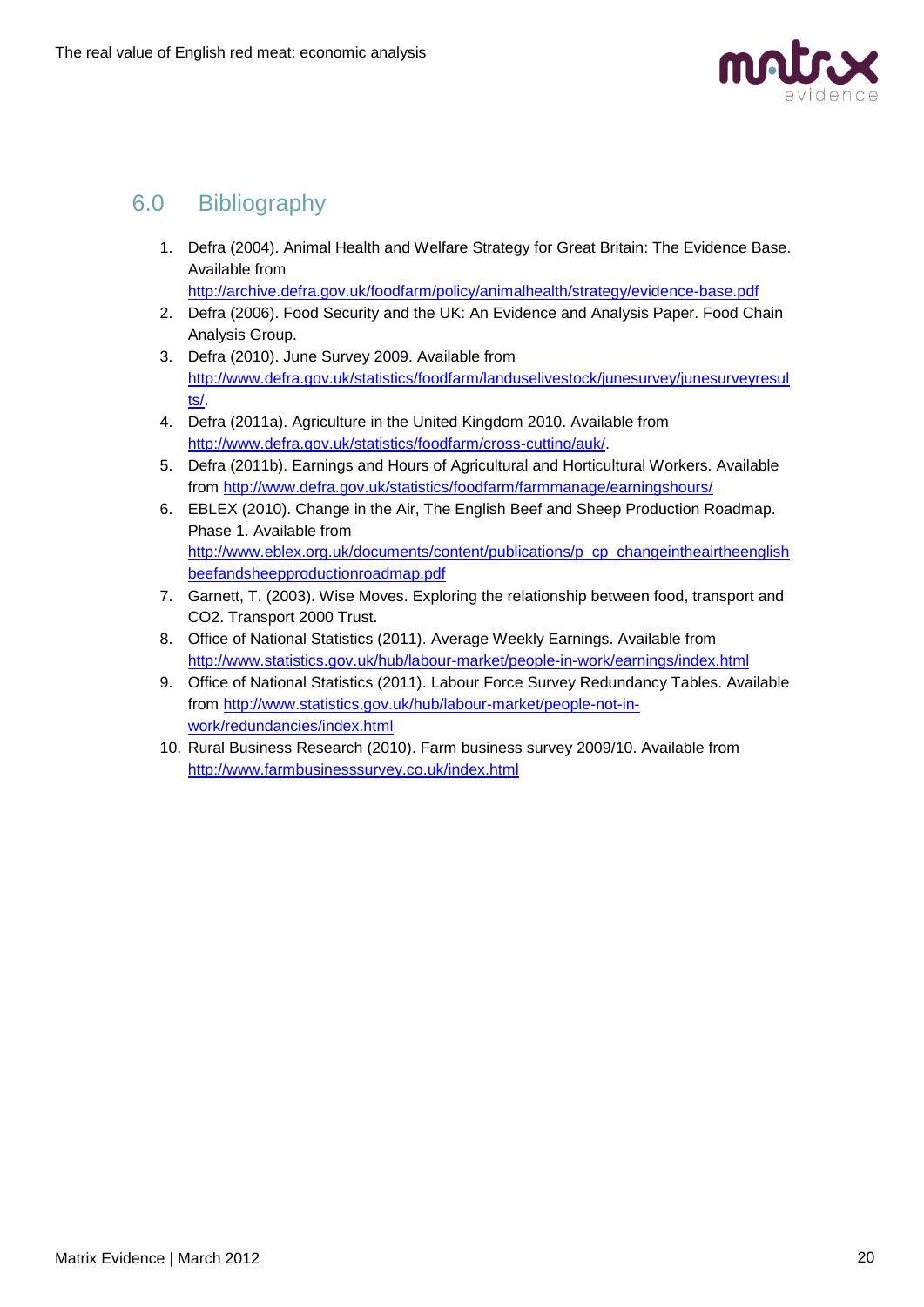## 6.0 Bibliography

1. Defra (2004). Animal Health and Welfare Strategy for Great Britain: The Evidence Base. Available from http://archive.defra.gov.uk/foodfarm/policy/animalhealth/strategy/evidence-base.pdf
2. Defra (2006). Food Security and the UK: An Evidence and Analysis Paper. Food Chain Analysis Group.
3. Defra (2010). June Survey 2009. Available from http://www.defra.gov.uk/statistics/foodfarm/landuselivestock/junesurvey/junesurveyresults/.
4. Defra (2011a). Agriculture in the United Kingdom 2010. Available from http://www.defra.gov.uk/statistics/foodfarm/cross-cutting/auk/.
5. Defra (2011b). Earnings and Hours of Agricultural and Horticultural Workers. Available from http://www.defra.gov.uk/statistics/foodfarm/farmmanage/earningshours/
6. EBLEX (2010). Change in the Air, The English Beef and Sheep Production Roadmap. Phase 1. Available from http://www.eblex.org.uk/documents/content/publications/p_cp_changeintheairtheenglishbeefandsheepproductionroadmap.pdf
7. Garnett, T. (2003). Wise Moves. Exploring the relationship between food, transport and CO2. Transport 2000 Trust.
8. Office of National Statistics (2011). Average Weekly Earnings. Available from http://www.statistics.gov.uk/hub/labour-market/people-in-work/earnings/index.html
9. Office of National Statistics (2011). Labour Force Survey Redundancy Tables. Available from http://www.statistics.gov.uk/hub/labour-market/people-not-in-work/redundancies/index.html
10. Rural Business Research (2010). Farm business survey 2009/10. Available from http://www.farmbusinesssurvey.co.uk/index.html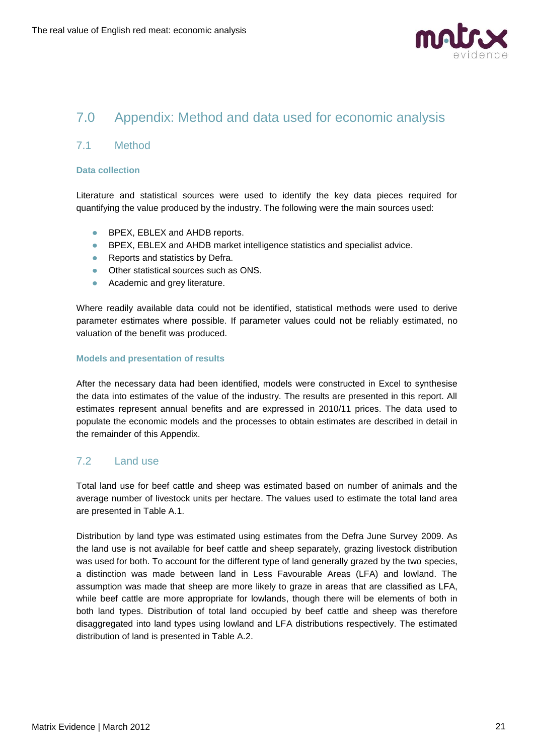# 7.0 Appendix: Method and data used for economic analysis

## 7.1 Method

### Data collection

Literature and statistical sources were used to identify the key data pieces required for quantifying the value produced by the industry. The following were the main sources used:

- BPEX, EBLEX and AHDB reports.
- BPEX, EBLEX and AHDB market intelligence statistics and specialist advice.
- Reports and statistics by Defra.
- Other statistical sources such as ONS.
- Academic and grey literature.

Where readily available data could not be identified, statistical methods were used to derive parameter estimates where possible. If parameter values could not be reliably estimated, no valuation of the benefit was produced.

### Models and presentation of results

After the necessary data had been identified, models were constructed in Excel to synthesise the data into estimates of the value of the industry. The results are presented in this report. All estimates represent annual benefits and are expressed in 2010/11 prices. The data used to populate the economic models and the processes to obtain estimates are described in detail in the remainder of this Appendix.

## 7.2 Land use

Total land use for beef cattle and sheep was estimated based on number of animals and the average number of livestock units per hectare. The values used to estimate the total land area are presented in Table A.1.

Distribution by land type was estimated using estimates from the Defra June Survey 2009. As the land use is not available for beef cattle and sheep separately, grazing livestock distribution was used for both. To account for the different type of land generally grazed by the two species, a distinction was made between land in Less Favourable Areas (LFA) and lowland. The assumption was made that sheep are more likely to graze in areas that are classified as LFA, while beef cattle are more appropriate for lowlands, though there will be elements of both in both land types. Distribution of total land occupied by beef cattle and sheep was therefore disaggregated into land types using lowland and LFA distributions respectively. The estimated distribution of land is presented in Table A.2.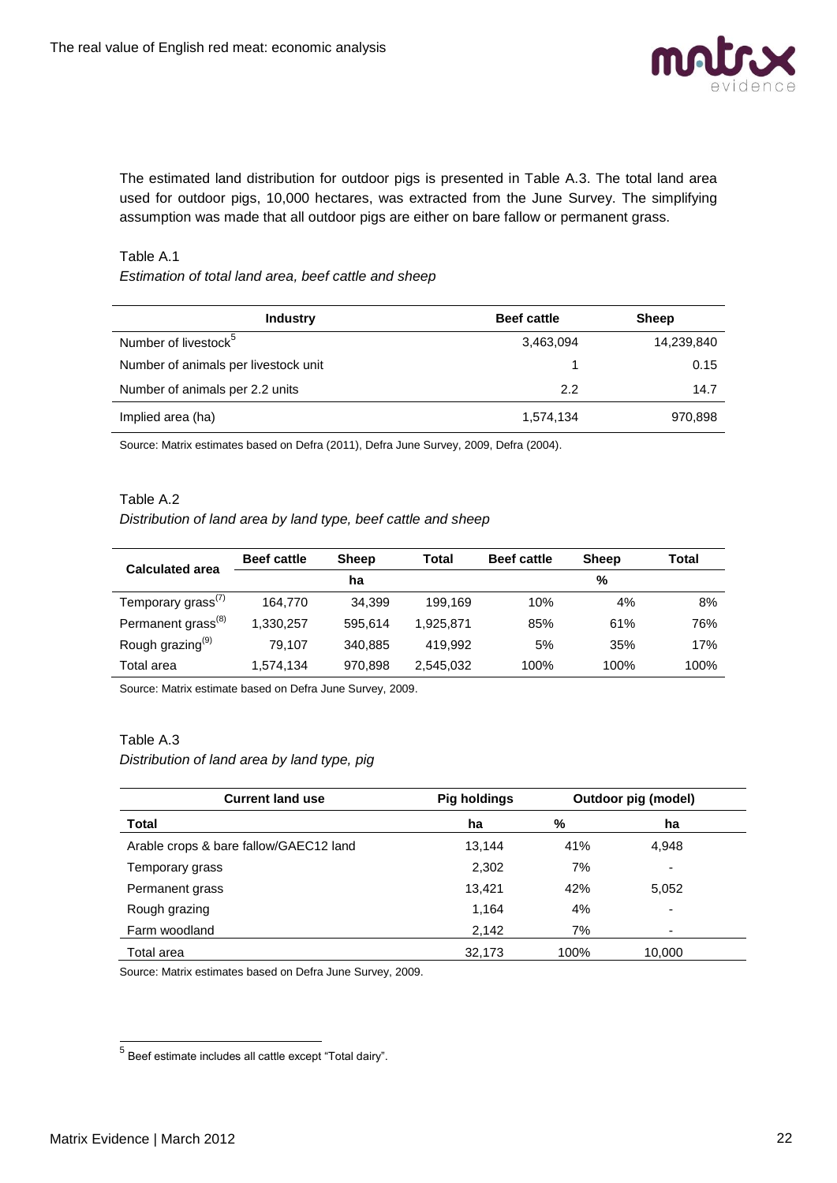The estimated land distribution for outdoor pigs is presented in Table A.3. The total land area used for outdoor pigs, 10,000 hectares, was extracted from the June Survey. The simplifying assumption was made that all outdoor pigs are either on bare fallow or permanent grass.

Table A.1

*Estimation of total land area, beef cattle and sheep*

| Industry | Beef cattle | Sheep |
|---|---|---|
| Number of livestock[5] | 3,463,094 | 14,239,840 |
| Number of animals per livestock unit | 1 | 0.15 |
| Number of animals per 2.2 units | 2.2 | 14.7 |
| Implied area (ha) | 1,574,134 | 970,898 |

Source: Matrix estimates based on Defra (2011), Defra June Survey, 2009, Defra (2004).

Table A.2

*Distribution of land area by land type, beef cattle and sheep*

| Calculated area | Beef cattle | Sheep | Total | Beef cattle | Sheep | Total |
|---|---|---|---|---|---|---|
| | ha | | | % | | |
| Temporary grass[(7)] | 164,770 | 34,399 | 199,169 | 10% | 4% | 8% |
| Permanent grass[(8)] | 1,330,257 | 595,614 | 1,925,871 | 85% | 61% | 76% |
| Rough grazing[(9)] | 79,107 | 340,885 | 419,992 | 5% | 35% | 17% |
| Total area | 1,574,134 | 970,898 | 2,545,032 | 100% | 100% | 100% |

Source: Matrix estimate based on Defra June Survey, 2009.

Table A.3

*Distribution of land area by land type, pig*

| Current land use | Pig holdings | Outdoor pig (model) | |
|---|---|---|---|
| Total | ha | % | ha |
| Arable crops & bare fallow/GAEC12 land | 13,144 | 41% | 4,948 |
| Temporary grass | 2,302 | 7% | - |
| Permanent grass | 13,421 | 42% | 5,052 |
| Rough grazing | 1,164 | 4% | - |
| Farm woodland | 2,142 | 7% | - |
| Total area | 32,173 | 100% | 10,000 |

Source: Matrix estimates based on Defra June Survey, 2009.

[5] Beef estimate includes all cattle except "Total dairy".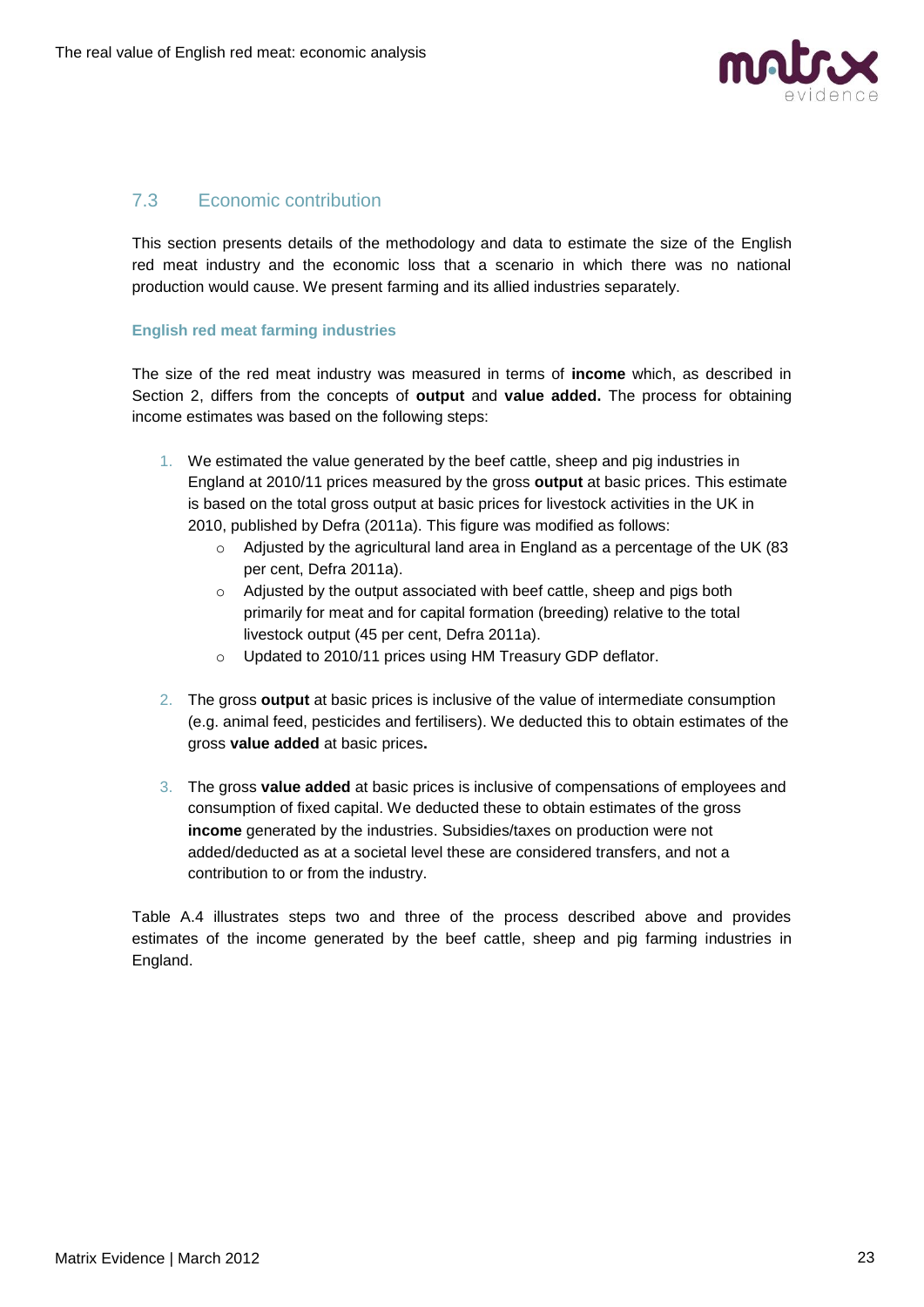## 7.3 Economic contribution

This section presents details of the methodology and data to estimate the size of the English red meat industry and the economic loss that a scenario in which there was no national production would cause. We present farming and its allied industries separately.

### English red meat farming industries

The size of the red meat industry was measured in terms of **income** which, as described in Section 2, differs from the concepts of **output** and **value added.** The process for obtaining income estimates was based on the following steps:

1. We estimated the value generated by the beef cattle, sheep and pig industries in England at 2010/11 prices measured by the gross **output** at basic prices. This estimate is based on the total gross output at basic prices for livestock activities in the UK in 2010, published by Defra (2011a). This figure was modified as follows:
   - Adjusted by the agricultural land area in England as a percentage of the UK (83 per cent, Defra 2011a).
   - Adjusted by the output associated with beef cattle, sheep and pigs both primarily for meat and for capital formation (breeding) relative to the total livestock output (45 per cent, Defra 2011a).
   - Updated to 2010/11 prices using HM Treasury GDP deflator.

2. The gross **output** at basic prices is inclusive of the value of intermediate consumption (e.g. animal feed, pesticides and fertilisers). We deducted this to obtain estimates of the gross **value added** at basic prices**.**

3. The gross **value added** at basic prices is inclusive of compensations of employees and consumption of fixed capital. We deducted these to obtain estimates of the gross **income** generated by the industries. Subsidies/taxes on production were not added/deducted as at a societal level these are considered transfers, and not a contribution to or from the industry.

Table A.4 illustrates steps two and three of the process described above and provides estimates of the income generated by the beef cattle, sheep and pig farming industries in England.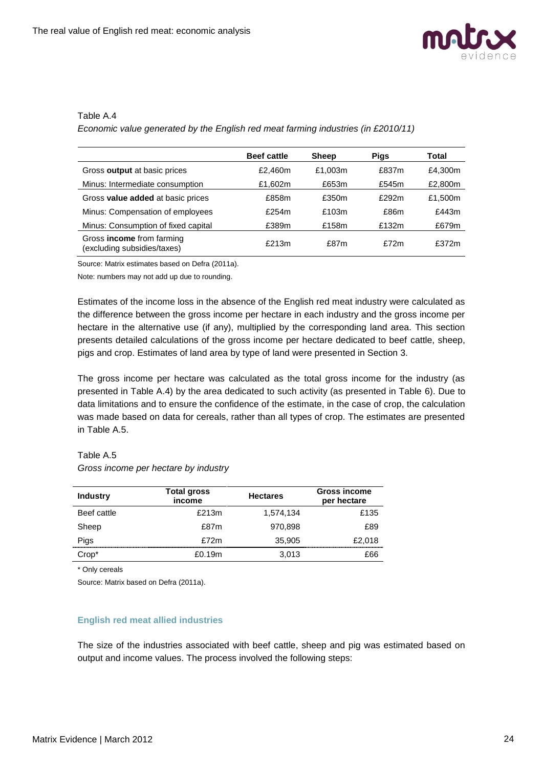Table A.4

*Economic value generated by the English red meat farming industries (in £2010/11)*

| | Beef cattle | Sheep | Pigs | Total |
|---|---|---|---|---|
| Gross **output** at basic prices | £2,460m | £1,003m | £837m | £4,300m |
| Minus: Intermediate consumption | £1,602m | £653m | £545m | £2,800m |
| Gross **value added** at basic prices | £858m | £350m | £292m | £1,500m |
| Minus: Compensation of employees | £254m | £103m | £86m | £443m |
| Minus: Consumption of fixed capital | £389m | £158m | £132m | £679m |
| Gross **income** from farming (excluding subsidies/taxes) | £213m | £87m | £72m | £372m |

Source: Matrix estimates based on Defra (2011a).

Note: numbers may not add up due to rounding.

Estimates of the income loss in the absence of the English red meat industry were calculated as the difference between the gross income per hectare in each industry and the gross income per hectare in the alternative use (if any), multiplied by the corresponding land area. This section presents detailed calculations of the gross income per hectare dedicated to beef cattle, sheep, pigs and crop. Estimates of land area by type of land were presented in Section 3.

The gross income per hectare was calculated as the total gross income for the industry (as presented in Table A.4) by the area dedicated to such activity (as presented in Table 6). Due to data limitations and to ensure the confidence of the estimate, in the case of crop, the calculation was made based on data for cereals, rather than all types of crop. The estimates are presented in Table A.5.

Table A.5

*Gross income per hectare by industry*

| Industry | Total gross income | Hectares | Gross income per hectare |
|---|---|---|---|
| Beef cattle | £213m | 1,574,134 | £135 |
| Sheep | £87m | 970,898 | £89 |
| Pigs | £72m | 35,905 | £2,018 |
| Crop* | £0.19m | 3,013 | £66 |

\* Only cereals

Source: Matrix based on Defra (2011a).

### English red meat allied industries

The size of the industries associated with beef cattle, sheep and pig was estimated based on output and income values. The process involved the following steps: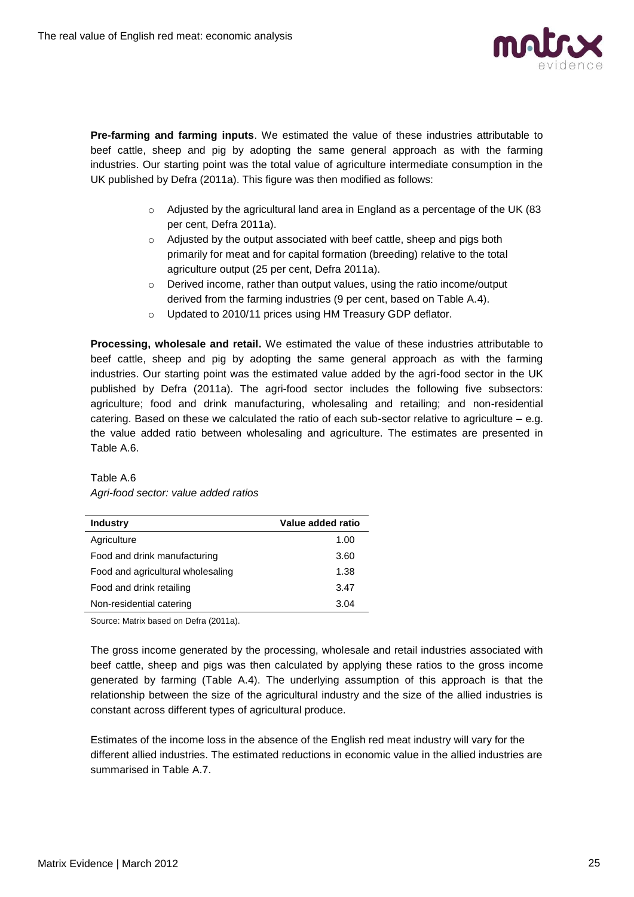**Pre-farming and farming inputs**. We estimated the value of these industries attributable to beef cattle, sheep and pig by adopting the same general approach as with the farming industries. Our starting point was the total value of agriculture intermediate consumption in the UK published by Defra (2011a). This figure was then modified as follows:

- Adjusted by the agricultural land area in England as a percentage of the UK (83 per cent, Defra 2011a).
- Adjusted by the output associated with beef cattle, sheep and pigs both primarily for meat and for capital formation (breeding) relative to the total agriculture output (25 per cent, Defra 2011a).
- Derived income, rather than output values, using the ratio income/output derived from the farming industries (9 per cent, based on Table A.4).
- Updated to 2010/11 prices using HM Treasury GDP deflator.

**Processing, wholesale and retail.** We estimated the value of these industries attributable to beef cattle, sheep and pig by adopting the same general approach as with the farming industries. Our starting point was the estimated value added by the agri-food sector in the UK published by Defra (2011a). The agri-food sector includes the following five subsectors: agriculture; food and drink manufacturing, wholesaling and retailing; and non-residential catering. Based on these we calculated the ratio of each sub-sector relative to agriculture – e.g. the value added ratio between wholesaling and agriculture. The estimates are presented in Table A.6.

Table A.6

*Agri-food sector: value added ratios*

| Industry | Value added ratio |
|---|---|
| Agriculture | 1.00 |
| Food and drink manufacturing | 3.60 |
| Food and agricultural wholesaling | 1.38 |
| Food and drink retailing | 3.47 |
| Non-residential catering | 3.04 |

Source: Matrix based on Defra (2011a).

The gross income generated by the processing, wholesale and retail industries associated with beef cattle, sheep and pigs was then calculated by applying these ratios to the gross income generated by farming (Table A.4). The underlying assumption of this approach is that the relationship between the size of the agricultural industry and the size of the allied industries is constant across different types of agricultural produce.

Estimates of the income loss in the absence of the English red meat industry will vary for the different allied industries. The estimated reductions in economic value in the allied industries are summarised in Table A.7.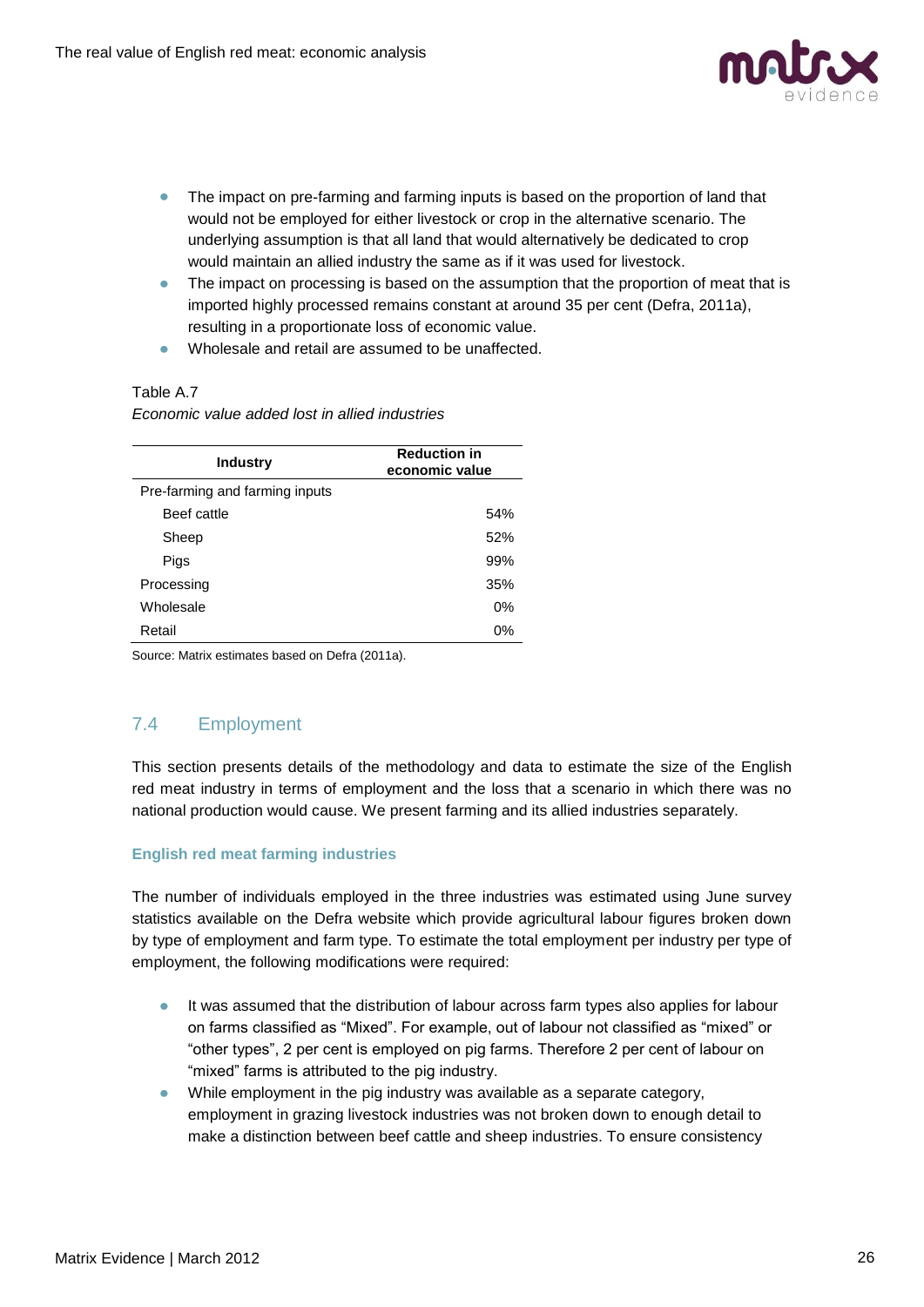- The impact on pre-farming and farming inputs is based on the proportion of land that would not be employed for either livestock or crop in the alternative scenario. The underlying assumption is that all land that would alternatively be dedicated to crop would maintain an allied industry the same as if it was used for livestock.
- The impact on processing is based on the assumption that the proportion of meat that is imported highly processed remains constant at around 35 per cent (Defra, 2011a), resulting in a proportionate loss of economic value.
- Wholesale and retail are assumed to be unaffected.

Table A.7

*Economic value added lost in allied industries*

| Industry | Reduction in economic value |
|---|---|
| Pre-farming and farming inputs | |
| Beef cattle | 54% |
| Sheep | 52% |
| Pigs | 99% |
| Processing | 35% |
| Wholesale | 0% |
| Retail | 0% |

Source: Matrix estimates based on Defra (2011a).

## 7.4 Employment

This section presents details of the methodology and data to estimate the size of the English red meat industry in terms of employment and the loss that a scenario in which there was no national production would cause. We present farming and its allied industries separately.

### English red meat farming industries

The number of individuals employed in the three industries was estimated using June survey statistics available on the Defra website which provide agricultural labour figures broken down by type of employment and farm type. To estimate the total employment per industry per type of employment, the following modifications were required:

- It was assumed that the distribution of labour across farm types also applies for labour on farms classified as "Mixed". For example, out of labour not classified as "mixed" or "other types", 2 per cent is employed on pig farms. Therefore 2 per cent of labour on "mixed" farms is attributed to the pig industry.
- While employment in the pig industry was available as a separate category, employment in grazing livestock industries was not broken down to enough detail to make a distinction between beef cattle and sheep industries. To ensure consistency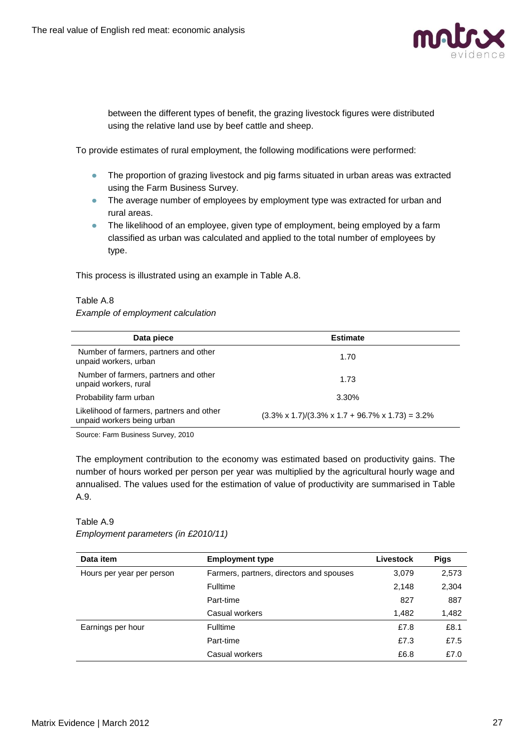between the different types of benefit, the grazing livestock figures were distributed using the relative land use by beef cattle and sheep.

To provide estimates of rural employment, the following modifications were performed:

- The proportion of grazing livestock and pig farms situated in urban areas was extracted using the Farm Business Survey.
- The average number of employees by employment type was extracted for urban and rural areas.
- The likelihood of an employee, given type of employment, being employed by a farm classified as urban was calculated and applied to the total number of employees by type.

This process is illustrated using an example in Table A.8.

Table A.8

*Example of employment calculation*

| Data piece | Estimate |
|---|---|
| Number of farmers, partners and other unpaid workers, urban | 1.70 |
| Number of farmers, partners and other unpaid workers, rural | 1.73 |
| Probability farm urban | 3.30% |
| Likelihood of farmers, partners and other unpaid workers being urban | (3.3% x 1.7)/(3.3% x 1.7 + 96.7% x 1.73) = 3.2% |

Source: Farm Business Survey, 2010

The employment contribution to the economy was estimated based on productivity gains. The number of hours worked per person per year was multiplied by the agricultural hourly wage and annualised. The values used for the estimation of value of productivity are summarised in Table A.9.

Table A.9

*Employment parameters (in £2010/11)*

| Data item | Employment type | Livestock | Pigs |
|---|---|---|---|
| Hours per year per person | Farmers, partners, directors and spouses | 3,079 | 2,573 |
| | Fulltime | 2,148 | 2,304 |
| | Part-time | 827 | 887 |
| | Casual workers | 1,482 | 1,482 |
| Earnings per hour | Fulltime | £7.8 | £8.1 |
| | Part-time | £7.3 | £7.5 |
| | Casual workers | £6.8 | £7.0 |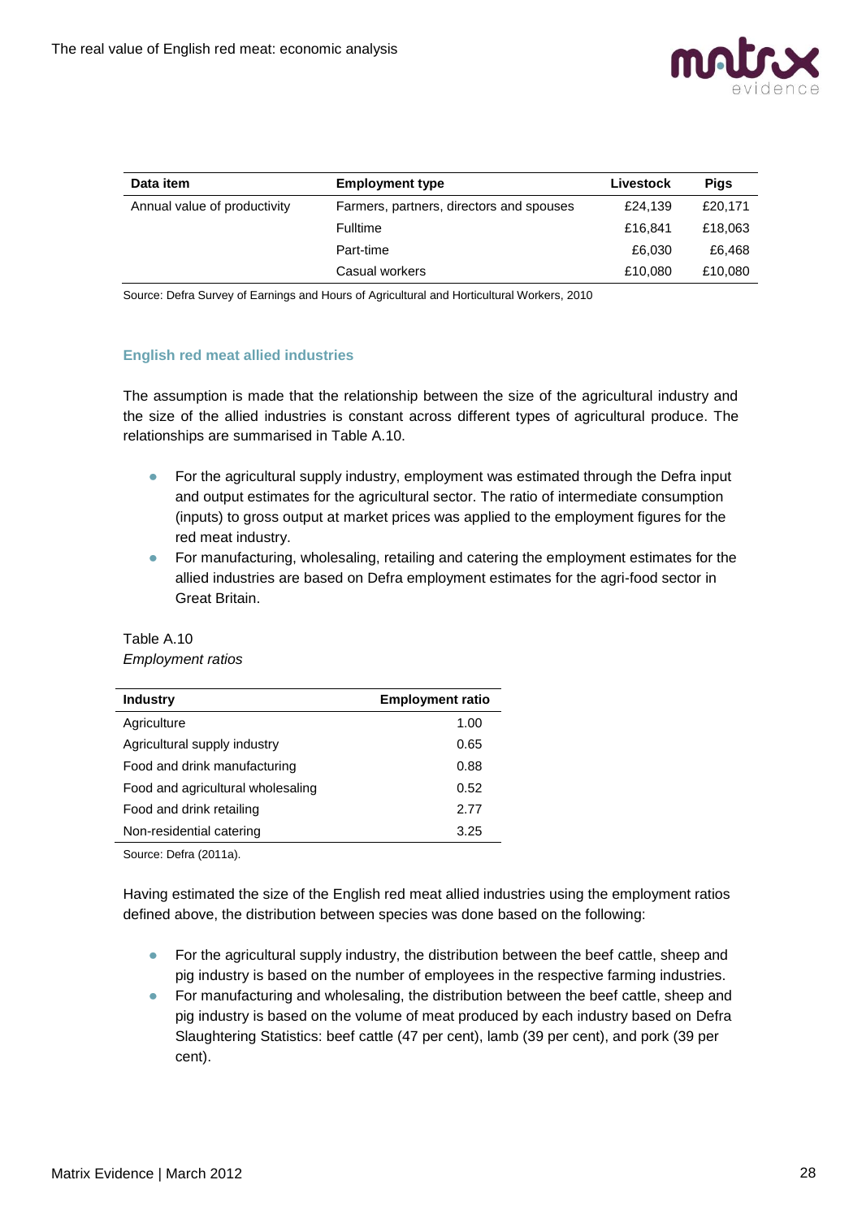| Data item | Employment type | Livestock | Pigs |
|---|---|---|---|
| Annual value of productivity | Farmers, partners, directors and spouses | £24,139 | £20,171 |
| | Fulltime | £16,841 | £18,063 |
| | Part-time | £6,030 | £6,468 |
| | Casual workers | £10,080 | £10,080 |

Source: Defra Survey of Earnings and Hours of Agricultural and Horticultural Workers, 2010

### English red meat allied industries

The assumption is made that the relationship between the size of the agricultural industry and the size of the allied industries is constant across different types of agricultural produce. The relationships are summarised in Table A.10.

- For the agricultural supply industry, employment was estimated through the Defra input and output estimates for the agricultural sector. The ratio of intermediate consumption (inputs) to gross output at market prices was applied to the employment figures for the red meat industry.
- For manufacturing, wholesaling, retailing and catering the employment estimates for the allied industries are based on Defra employment estimates for the agri-food sector in Great Britain.

Table A.10
*Employment ratios*

| Industry | Employment ratio |
|---|---|
| Agriculture | 1.00 |
| Agricultural supply industry | 0.65 |
| Food and drink manufacturing | 0.88 |
| Food and agricultural wholesaling | 0.52 |
| Food and drink retailing | 2.77 |
| Non-residential catering | 3.25 |

Source: Defra (2011a).

Having estimated the size of the English red meat allied industries using the employment ratios defined above, the distribution between species was done based on the following:

- For the agricultural supply industry, the distribution between the beef cattle, sheep and pig industry is based on the number of employees in the respective farming industries.
- For manufacturing and wholesaling, the distribution between the beef cattle, sheep and pig industry is based on the volume of meat produced by each industry based on Defra Slaughtering Statistics: beef cattle (47 per cent), lamb (39 per cent), and pork (39 per cent).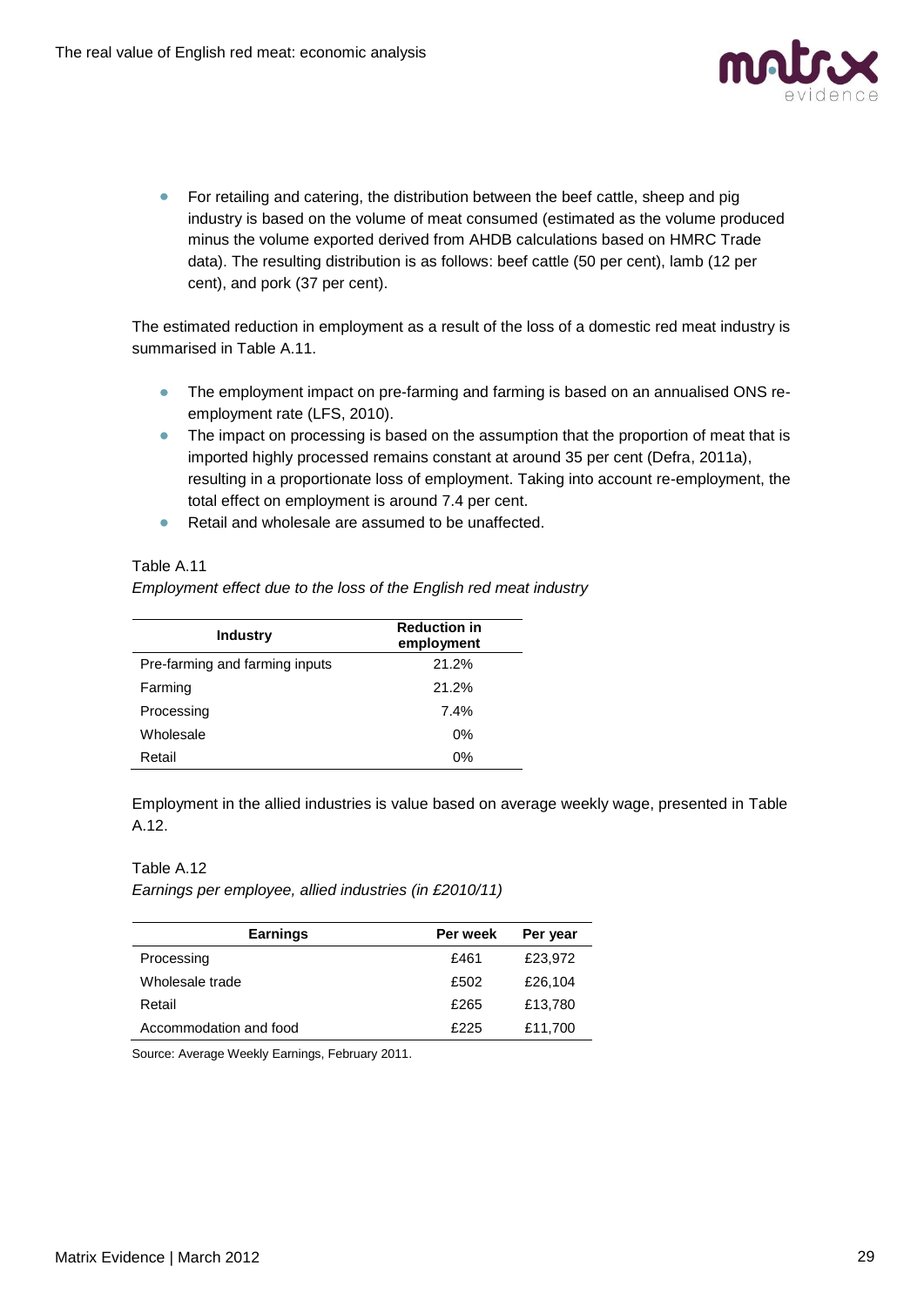- For retailing and catering, the distribution between the beef cattle, sheep and pig industry is based on the volume of meat consumed (estimated as the volume produced minus the volume exported derived from AHDB calculations based on HMRC Trade data). The resulting distribution is as follows: beef cattle (50 per cent), lamb (12 per cent), and pork (37 per cent).

The estimated reduction in employment as a result of the loss of a domestic red meat industry is summarised in Table A.11.

- The employment impact on pre-farming and farming is based on an annualised ONS re-employment rate (LFS, 2010).
- The impact on processing is based on the assumption that the proportion of meat that is imported highly processed remains constant at around 35 per cent (Defra, 2011a), resulting in a proportionate loss of employment. Taking into account re-employment, the total effect on employment is around 7.4 per cent.
- Retail and wholesale are assumed to be unaffected.

Table A.11

*Employment effect due to the loss of the English red meat industry*

| Industry | Reduction in employment |
|---|---|
| Pre-farming and farming inputs | 21.2% |
| Farming | 21.2% |
| Processing | 7.4% |
| Wholesale | 0% |
| Retail | 0% |

Employment in the allied industries is value based on average weekly wage, presented in Table A.12.

Table A.12

*Earnings per employee, allied industries (in £2010/11)*

| Earnings | Per week | Per year |
|---|---|---|
| Processing | £461 | £23,972 |
| Wholesale trade | £502 | £26,104 |
| Retail | £265 | £13,780 |
| Accommodation and food | £225 | £11,700 |

Source: Average Weekly Earnings, February 2011.